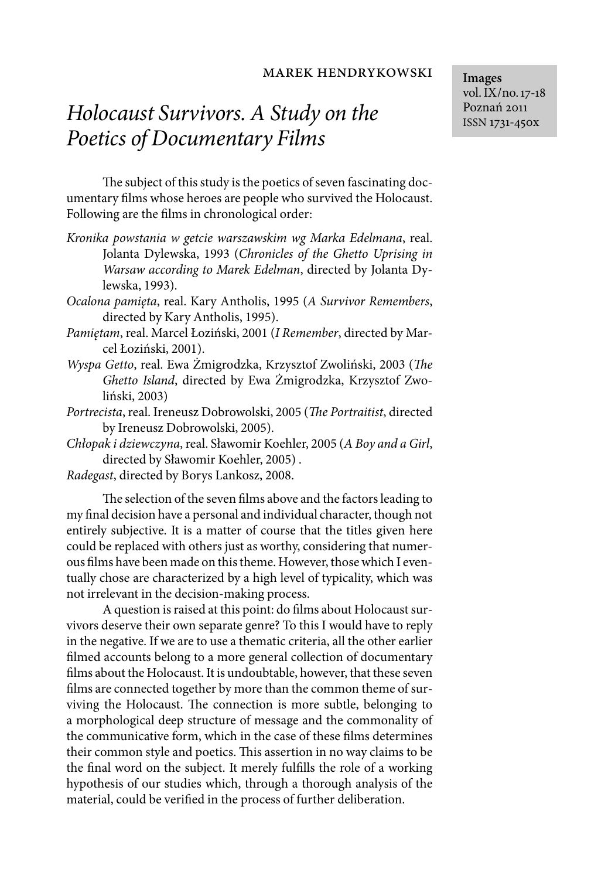MAREK HENDRYKOWSKI

**Images**
vol. IX/no. 17-18
Poznań 2011
ISSN 1731-450x

# *Holocaust Survivors. A Study on the Poetics of Documentary Films*

The subject of this study is the poetics of seven fascinating documentary films whose heroes are people who survived the Holocaust. Following are the films in chronological order:

*Kronika powstania w getcie warszawskim wg Marka Edelmana*, real. Jolanta Dylewska, 1993 (*Chronicles of the Ghetto Uprising in Warsaw according to Marek Edelman*, directed by Jolanta Dylewska, 1993).

*Ocalona pamięta*, real. Kary Antholis, 1995 (*A Survivor Remembers*, directed by Kary Antholis, 1995).

*Pamiętam*, real. Marcel Łoziński, 2001 (*I Remember*, directed by Marcel Łoziński, 2001).

*Wyspa Getto*, real. Ewa Żmigrodzka, Krzysztof Zwoliński, 2003 (*The Ghetto Island*, directed by Ewa Żmigrodzka, Krzysztof Zwoliński, 2003)

*Portrecista*, real. Ireneusz Dobrowolski, 2005 (*The Portraitist*, directed by Ireneusz Dobrowolski, 2005).

*Chłopak i dziewczyna*, real. Sławomir Koehler, 2005 (*A Boy and a Girl*, directed by Sławomir Koehler, 2005) .

*Radegast*, directed by Borys Lankosz, 2008.

The selection of the seven films above and the factors leading to my final decision have a personal and individual character, though not entirely subjective. It is a matter of course that the titles given here could be replaced with others just as worthy, considering that numerous films have been made on this theme. However, those which I eventually chose are characterized by a high level of typicality, which was not irrelevant in the decision-making process.

A question is raised at this point: do films about Holocaust survivors deserve their own separate genre? To this I would have to reply in the negative. If we are to use a thematic criteria, all the other earlier filmed accounts belong to a more general collection of documentary films about the Holocaust. It is undoubtable, however, that these seven films are connected together by more than the common theme of surviving the Holocaust. The connection is more subtle, belonging to a morphological deep structure of message and the commonality of the communicative form, which in the case of these films determines their common style and poetics. This assertion in no way claims to be the final word on the subject. It merely fulfills the role of a working hypothesis of our studies which, through a thorough analysis of the material, could be verified in the process of further deliberation.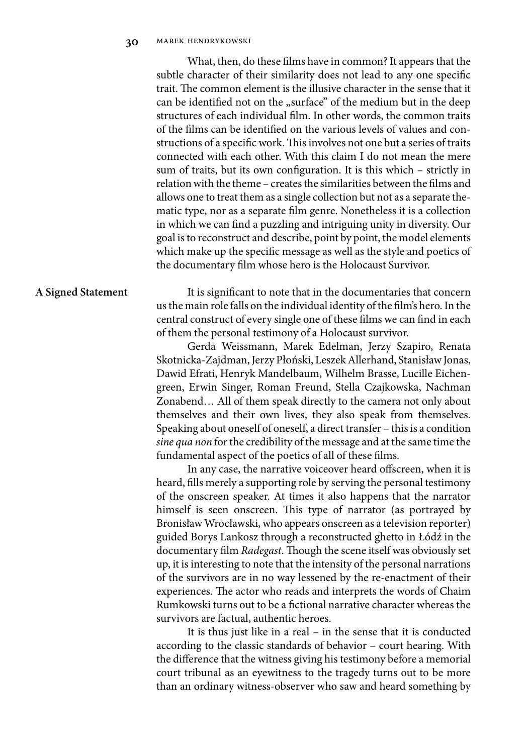What, then, do these films have in common? It appears that the subtle character of their similarity does not lead to any one specific trait. The common element is the illusive character in the sense that it can be identified not on the „surface" of the medium but in the deep structures of each individual film. In other words, the common traits of the films can be identified on the various levels of values and constructions of a specific work. This involves not one but a series of traits connected with each other. With this claim I do not mean the mere sum of traits, but its own configuration. It is this which – strictly in relation with the theme – creates the similarities between the films and allows one to treat them as a single collection but not as a separate thematic type, nor as a separate film genre. Nonetheless it is a collection in which we can find a puzzling and intriguing unity in diversity. Our goal is to reconstruct and describe, point by point, the model elements which make up the specific message as well as the style and poetics of the documentary film whose hero is the Holocaust Survivor.

## A Signed Statement

It is significant to note that in the documentaries that concern us the main role falls on the individual identity of the film's hero. In the central construct of every single one of these films we can find in each of them the personal testimony of a Holocaust survivor.

Gerda Weissmann, Marek Edelman, Jerzy Szapiro, Renata Skotnicka-Zajdman, Jerzy Płoński, Leszek Allerhand, Stanisław Jonas, Dawid Efrati, Henryk Mandelbaum, Wilhelm Brasse, Lucille Eichengreen, Erwin Singer, Roman Freund, Stella Czajkowska, Nachman Zonabend… All of them speak directly to the camera not only about themselves and their own lives, they also speak from themselves. Speaking about oneself of oneself, a direct transfer – this is a condition *sine qua non* for the credibility of the message and at the same time the fundamental aspect of the poetics of all of these films.

In any case, the narrative voiceover heard offscreen, when it is heard, fills merely a supporting role by serving the personal testimony of the onscreen speaker. At times it also happens that the narrator himself is seen onscreen. This type of narrator (as portrayed by Bronisław Wrocławski, who appears onscreen as a television reporter) guided Borys Lankosz through a reconstructed ghetto in Łódź in the documentary film *Radegast*. Though the scene itself was obviously set up, it is interesting to note that the intensity of the personal narrations of the survivors are in no way lessened by the re-enactment of their experiences. The actor who reads and interprets the words of Chaim Rumkowski turns out to be a fictional narrative character whereas the survivors are factual, authentic heroes.

It is thus just like in a real – in the sense that it is conducted according to the classic standards of behavior – court hearing. With the difference that the witness giving his testimony before a memorial court tribunal as an eyewitness to the tragedy turns out to be more than an ordinary witness-observer who saw and heard something by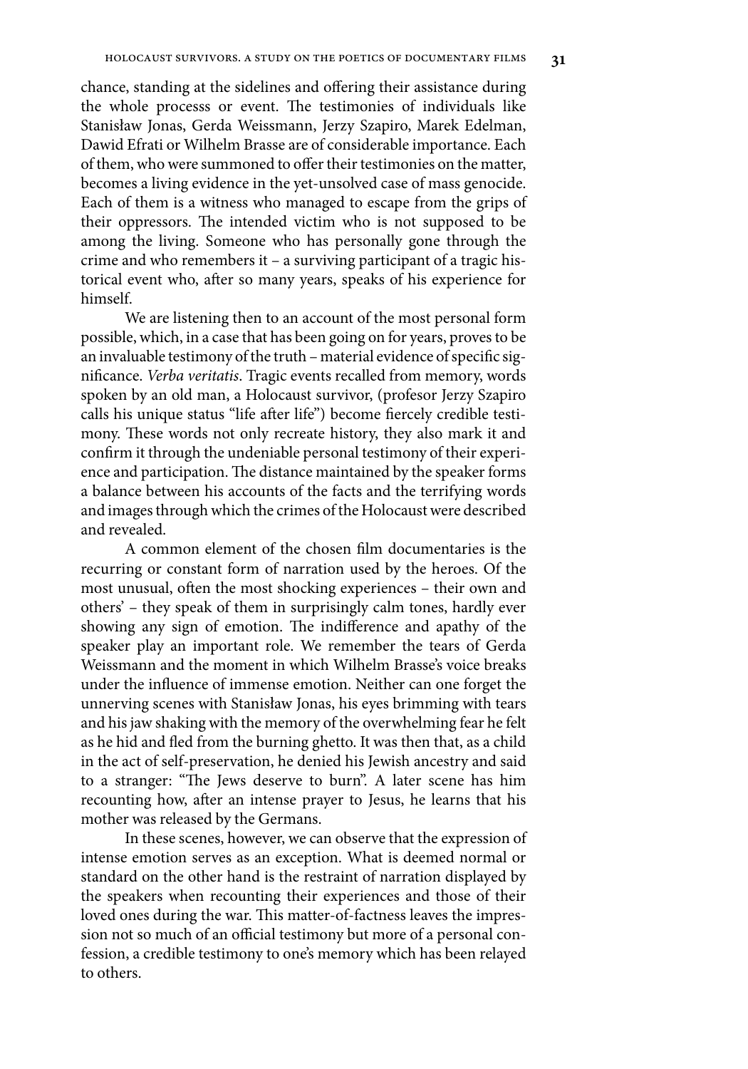chance, standing at the sidelines and offering their assistance during the whole processs or event. The testimonies of individuals like Stanisław Jonas, Gerda Weissmann, Jerzy Szapiro, Marek Edelman, Dawid Efrati or Wilhelm Brasse are of considerable importance. Each of them, who were summoned to offer their testimonies on the matter, becomes a living evidence in the yet-unsolved case of mass genocide. Each of them is a witness who managed to escape from the grips of their oppressors. The intended victim who is not supposed to be among the living. Someone who has personally gone through the crime and who remembers it – a surviving participant of a tragic historical event who, after so many years, speaks of his experience for himself.

We are listening then to an account of the most personal form possible, which, in a case that has been going on for years, proves to be an invaluable testimony of the truth – material evidence of specific significance. *Verba veritatis*. Tragic events recalled from memory, words spoken by an old man, a Holocaust survivor, (profesor Jerzy Szapiro calls his unique status "life after life") become fiercely credible testimony. These words not only recreate history, they also mark it and confirm it through the undeniable personal testimony of their experience and participation. The distance maintained by the speaker forms a balance between his accounts of the facts and the terrifying words and images through which the crimes of the Holocaust were described and revealed.

A common element of the chosen film documentaries is the recurring or constant form of narration used by the heroes. Of the most unusual, often the most shocking experiences – their own and others' – they speak of them in surprisingly calm tones, hardly ever showing any sign of emotion. The indifference and apathy of the speaker play an important role. We remember the tears of Gerda Weissmann and the moment in which Wilhelm Brasse's voice breaks under the influence of immense emotion. Neither can one forget the unnerving scenes with Stanisław Jonas, his eyes brimming with tears and his jaw shaking with the memory of the overwhelming fear he felt as he hid and fled from the burning ghetto. It was then that, as a child in the act of self-preservation, he denied his Jewish ancestry and said to a stranger: "The Jews deserve to burn". A later scene has him recounting how, after an intense prayer to Jesus, he learns that his mother was released by the Germans.

In these scenes, however, we can observe that the expression of intense emotion serves as an exception. What is deemed normal or standard on the other hand is the restraint of narration displayed by the speakers when recounting their experiences and those of their loved ones during the war. This matter-of-factness leaves the impression not so much of an official testimony but more of a personal confession, a credible testimony to one's memory which has been relayed to others.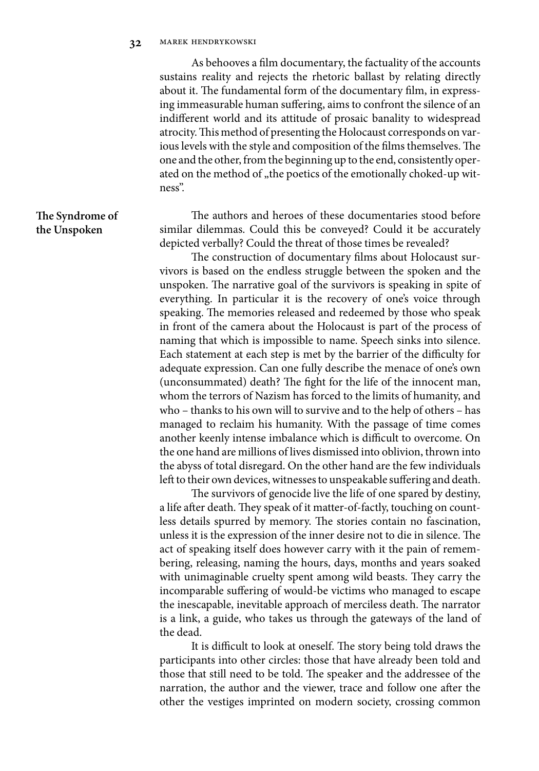As behooves a film documentary, the factuality of the accounts sustains reality and rejects the rhetoric ballast by relating directly about it. The fundamental form of the documentary film, in expressing immeasurable human suffering, aims to confront the silence of an indifferent world and its attitude of prosaic banality to widespread atrocity. This method of presenting the Holocaust corresponds on various levels with the style and composition of the films themselves. The one and the other, from the beginning up to the end, consistently operated on the method of „the poetics of the emotionally choked-up witness".

## The Syndrome of the Unspoken

The authors and heroes of these documentaries stood before similar dilemmas. Could this be conveyed? Could it be accurately depicted verbally? Could the threat of those times be revealed?

The construction of documentary films about Holocaust survivors is based on the endless struggle between the spoken and the unspoken. The narrative goal of the survivors is speaking in spite of everything. In particular it is the recovery of one's voice through speaking. The memories released and redeemed by those who speak in front of the camera about the Holocaust is part of the process of naming that which is impossible to name. Speech sinks into silence. Each statement at each step is met by the barrier of the difficulty for adequate expression. Can one fully describe the menace of one's own (unconsummated) death? The fight for the life of the innocent man, whom the terrors of Nazism has forced to the limits of humanity, and who – thanks to his own will to survive and to the help of others – has managed to reclaim his humanity. With the passage of time comes another keenly intense imbalance which is difficult to overcome. On the one hand are millions of lives dismissed into oblivion, thrown into the abyss of total disregard. On the other hand are the few individuals left to their own devices, witnesses to unspeakable suffering and death.

The survivors of genocide live the life of one spared by destiny, a life after death. They speak of it matter-of-factly, touching on countless details spurred by memory. The stories contain no fascination, unless it is the expression of the inner desire not to die in silence. The act of speaking itself does however carry with it the pain of remembering, releasing, naming the hours, days, months and years soaked with unimaginable cruelty spent among wild beasts. They carry the incomparable suffering of would-be victims who managed to escape the inescapable, inevitable approach of merciless death. The narrator is a link, a guide, who takes us through the gateways of the land of the dead.

It is difficult to look at oneself. The story being told draws the participants into other circles: those that have already been told and those that still need to be told. The speaker and the addressee of the narration, the author and the viewer, trace and follow one after the other the vestiges imprinted on modern society, crossing common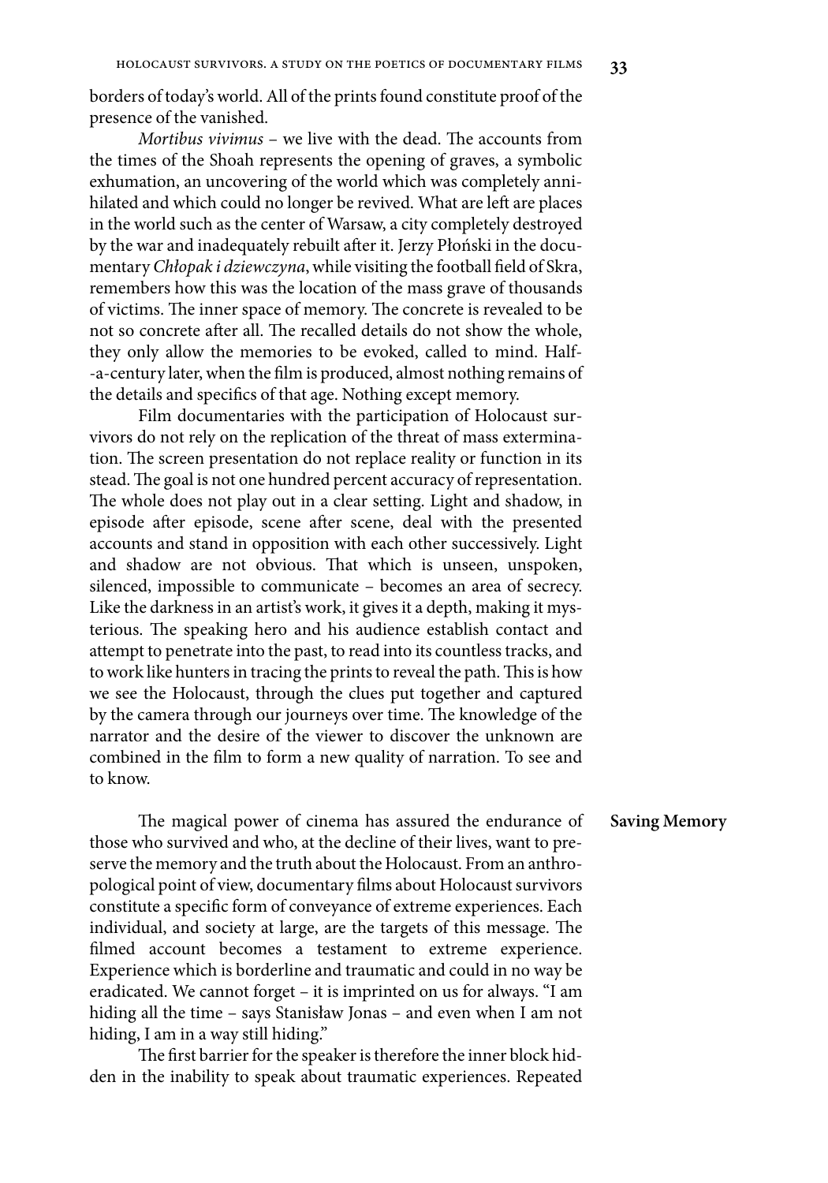borders of today's world. All of the prints found constitute proof of the presence of the vanished.

*Mortibus vivimus* – we live with the dead. The accounts from the times of the Shoah represents the opening of graves, a symbolic exhumation, an uncovering of the world which was completely annihilated and which could no longer be revived. What are left are places in the world such as the center of Warsaw, a city completely destroyed by the war and inadequately rebuilt after it. Jerzy Płoński in the documentary *Chłopak i dziewczyna*, while visiting the football field of Skra, remembers how this was the location of the mass grave of thousands of victims. The inner space of memory. The concrete is revealed to be not so concrete after all. The recalled details do not show the whole, they only allow the memories to be evoked, called to mind. Half-a-century later, when the film is produced, almost nothing remains of the details and specifics of that age. Nothing except memory.

Film documentaries with the participation of Holocaust survivors do not rely on the replication of the threat of mass extermination. The screen presentation do not replace reality or function in its stead. The goal is not one hundred percent accuracy of representation. The whole does not play out in a clear setting. Light and shadow, in episode after episode, scene after scene, deal with the presented accounts and stand in opposition with each other successively. Light and shadow are not obvious. That which is unseen, unspoken, silenced, impossible to communicate – becomes an area of secrecy. Like the darkness in an artist's work, it gives it a depth, making it mysterious. The speaking hero and his audience establish contact and attempt to penetrate into the past, to read into its countless tracks, and to work like hunters in tracing the prints to reveal the path. This is how we see the Holocaust, through the clues put together and captured by the camera through our journeys over time. The knowledge of the narrator and the desire of the viewer to discover the unknown are combined in the film to form a new quality of narration. To see and to know.

**Saving Memory**

The magical power of cinema has assured the endurance of those who survived and who, at the decline of their lives, want to preserve the memory and the truth about the Holocaust. From an anthropological point of view, documentary films about Holocaust survivors constitute a specific form of conveyance of extreme experiences. Each individual, and society at large, are the targets of this message. The filmed account becomes a testament to extreme experience. Experience which is borderline and traumatic and could in no way be eradicated. We cannot forget – it is imprinted on us for always. "I am hiding all the time – says Stanisław Jonas – and even when I am not hiding, I am in a way still hiding."

The first barrier for the speaker is therefore the inner block hidden in the inability to speak about traumatic experiences. Repeated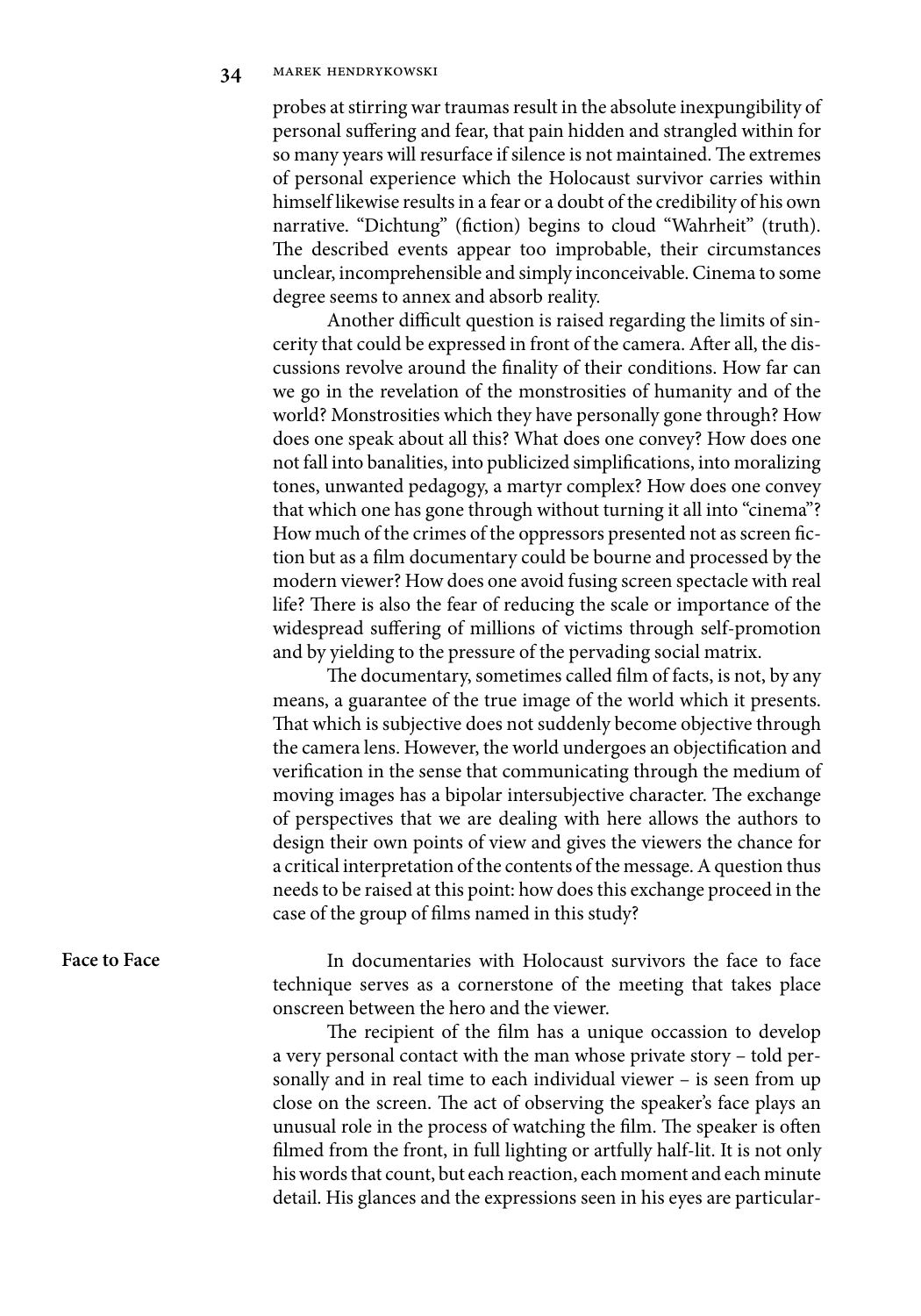probes at stirring war traumas result in the absolute inexpungibility of personal suffering and fear, that pain hidden and strangled within for so many years will resurface if silence is not maintained. The extremes of personal experience which the Holocaust survivor carries within himself likewise results in a fear or a doubt of the credibility of his own narrative. "Dichtung" (fiction) begins to cloud "Wahrheit" (truth). The described events appear too improbable, their circumstances unclear, incomprehensible and simply inconceivable. Cinema to some degree seems to annex and absorb reality.

Another difficult question is raised regarding the limits of sincerity that could be expressed in front of the camera. After all, the discussions revolve around the finality of their conditions. How far can we go in the revelation of the monstrosities of humanity and of the world? Monstrosities which they have personally gone through? How does one speak about all this? What does one convey? How does one not fall into banalities, into publicized simplifications, into moralizing tones, unwanted pedagogy, a martyr complex? How does one convey that which one has gone through without turning it all into "cinema"? How much of the crimes of the oppressors presented not as screen fiction but as a film documentary could be bourne and processed by the modern viewer? How does one avoid fusing screen spectacle with real life? There is also the fear of reducing the scale or importance of the widespread suffering of millions of victims through self-promotion and by yielding to the pressure of the pervading social matrix.

The documentary, sometimes called film of facts, is not, by any means, a guarantee of the true image of the world which it presents. That which is subjective does not suddenly become objective through the camera lens. However, the world undergoes an objectification and verification in the sense that communicating through the medium of moving images has a bipolar intersubjective character. The exchange of perspectives that we are dealing with here allows the authors to design their own points of view and gives the viewers the chance for a critical interpretation of the contents of the message. A question thus needs to be raised at this point: how does this exchange proceed in the case of the group of films named in this study?

## Face to Face

In documentaries with Holocaust survivors the face to face technique serves as a cornerstone of the meeting that takes place onscreen between the hero and the viewer.

The recipient of the film has a unique occassion to develop a very personal contact with the man whose private story – told personally and in real time to each individual viewer – is seen from up close on the screen. The act of observing the speaker's face plays an unusual role in the process of watching the film. The speaker is often filmed from the front, in full lighting or artfully half-lit. It is not only his words that count, but each reaction, each moment and each minute detail. His glances and the expressions seen in his eyes are particular-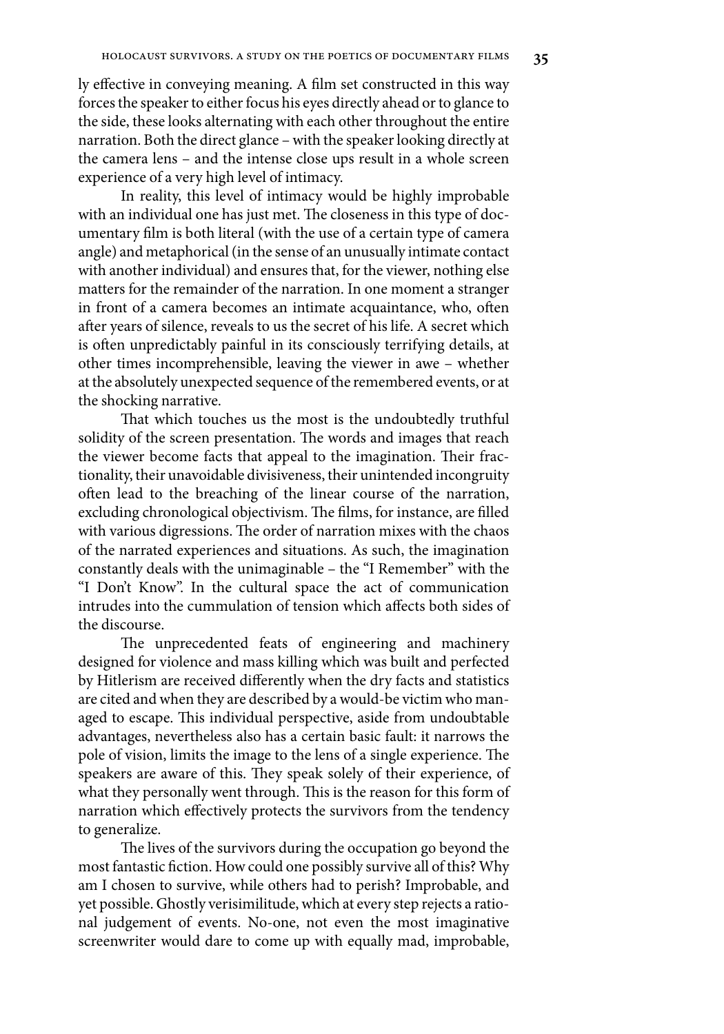ly effective in conveying meaning. A film set constructed in this way forces the speaker to either focus his eyes directly ahead or to glance to the side, these looks alternating with each other throughout the entire narration. Both the direct glance – with the speaker looking directly at the camera lens – and the intense close ups result in a whole screen experience of a very high level of intimacy.

In reality, this level of intimacy would be highly improbable with an individual one has just met. The closeness in this type of documentary film is both literal (with the use of a certain type of camera angle) and metaphorical (in the sense of an unusually intimate contact with another individual) and ensures that, for the viewer, nothing else matters for the remainder of the narration. In one moment a stranger in front of a camera becomes an intimate acquaintance, who, often after years of silence, reveals to us the secret of his life. A secret which is often unpredictably painful in its consciously terrifying details, at other times incomprehensible, leaving the viewer in awe – whether at the absolutely unexpected sequence of the remembered events, or at the shocking narrative.

That which touches us the most is the undoubtedly truthful solidity of the screen presentation. The words and images that reach the viewer become facts that appeal to the imagination. Their fractionality, their unavoidable divisiveness, their unintended incongruity often lead to the breaching of the linear course of the narration, excluding chronological objectivism. The films, for instance, are filled with various digressions. The order of narration mixes with the chaos of the narrated experiences and situations. As such, the imagination constantly deals with the unimaginable – the "I Remember" with the "I Don't Know". In the cultural space the act of communication intrudes into the cummulation of tension which affects both sides of the discourse.

The unprecedented feats of engineering and machinery designed for violence and mass killing which was built and perfected by Hitlerism are received differently when the dry facts and statistics are cited and when they are described by a would-be victim who managed to escape. This individual perspective, aside from undoubtable advantages, nevertheless also has a certain basic fault: it narrows the pole of vision, limits the image to the lens of a single experience. The speakers are aware of this. They speak solely of their experience, of what they personally went through. This is the reason for this form of narration which effectively protects the survivors from the tendency to generalize.

The lives of the survivors during the occupation go beyond the most fantastic fiction. How could one possibly survive all of this? Why am I chosen to survive, while others had to perish? Improbable, and yet possible. Ghostly verisimilitude, which at every step rejects a rational judgement of events. No-one, not even the most imaginative screenwriter would dare to come up with equally mad, improbable,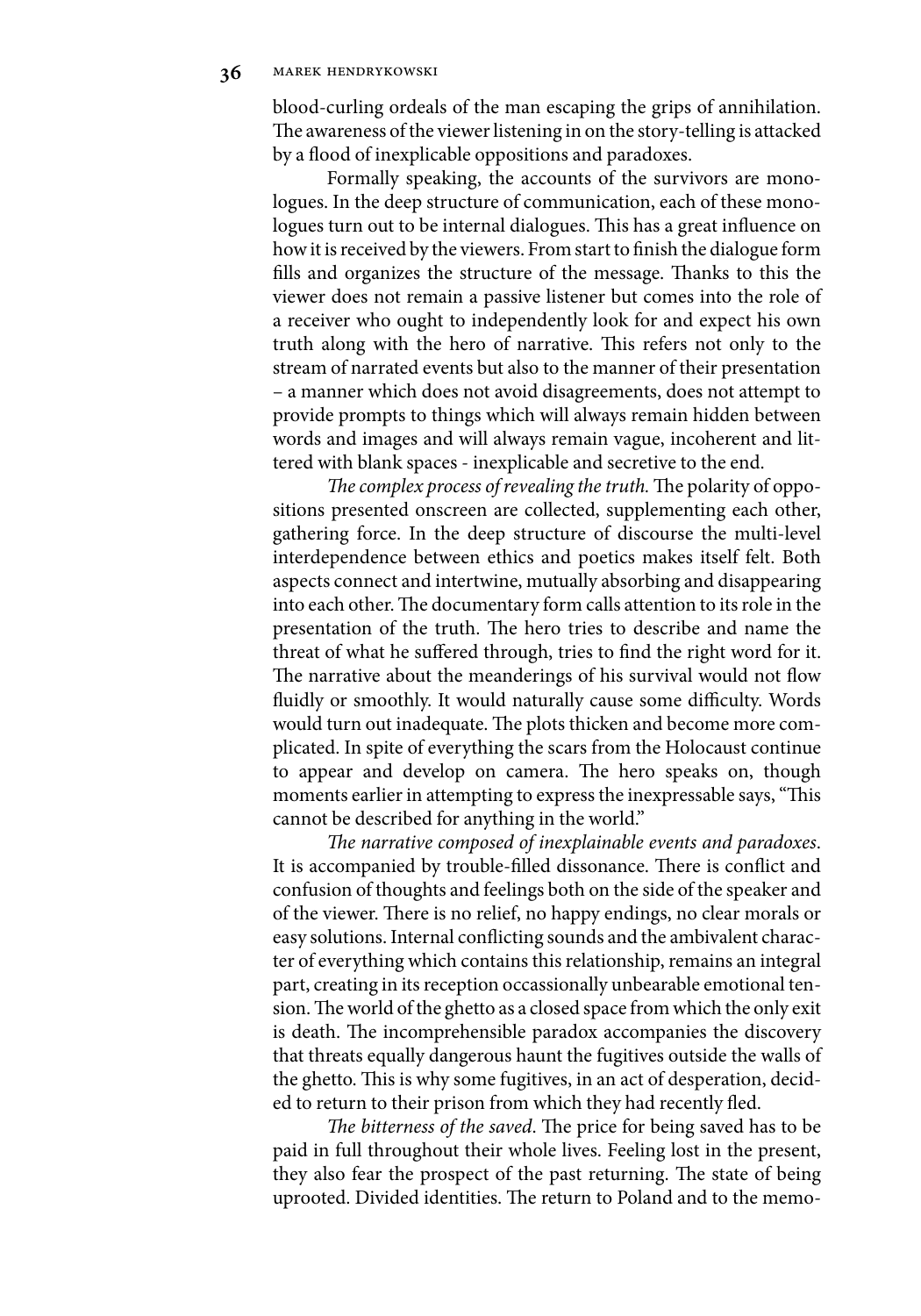blood-curling ordeals of the man escaping the grips of annihilation. The awareness of the viewer listening in on the story-telling is attacked by a flood of inexplicable oppositions and paradoxes.

Formally speaking, the accounts of the survivors are monologues. In the deep structure of communication, each of these monologues turn out to be internal dialogues. This has a great influence on how it is received by the viewers. From start to finish the dialogue form fills and organizes the structure of the message. Thanks to this the viewer does not remain a passive listener but comes into the role of a receiver who ought to independently look for and expect his own truth along with the hero of narrative. This refers not only to the stream of narrated events but also to the manner of their presentation – a manner which does not avoid disagreements, does not attempt to provide prompts to things which will always remain hidden between words and images and will always remain vague, incoherent and littered with blank spaces - inexplicable and secretive to the end.

*The complex process of revealing the truth.* The polarity of oppositions presented onscreen are collected, supplementing each other, gathering force. In the deep structure of discourse the multi-level interdependence between ethics and poetics makes itself felt. Both aspects connect and intertwine, mutually absorbing and disappearing into each other. The documentary form calls attention to its role in the presentation of the truth. The hero tries to describe and name the threat of what he suffered through, tries to find the right word for it. The narrative about the meanderings of his survival would not flow fluidly or smoothly. It would naturally cause some difficulty. Words would turn out inadequate. The plots thicken and become more complicated. In spite of everything the scars from the Holocaust continue to appear and develop on camera. The hero speaks on, though moments earlier in attempting to express the inexpressable says, "This cannot be described for anything in the world."

*The narrative composed of inexplainable events and paradoxes*. It is accompanied by trouble-filled dissonance. There is conflict and confusion of thoughts and feelings both on the side of the speaker and of the viewer. There is no relief, no happy endings, no clear morals or easy solutions. Internal conflicting sounds and the ambivalent character of everything which contains this relationship, remains an integral part, creating in its reception occassionally unbearable emotional tension. The world of the ghetto as a closed space from which the only exit is death. The incomprehensible paradox accompanies the discovery that threats equally dangerous haunt the fugitives outside the walls of the ghetto. This is why some fugitives, in an act of desperation, decided to return to their prison from which they had recently fled.

*The bitterness of the saved*. The price for being saved has to be paid in full throughout their whole lives. Feeling lost in the present, they also fear the prospect of the past returning. The state of being uprooted. Divided identities. The return to Poland and to the memo-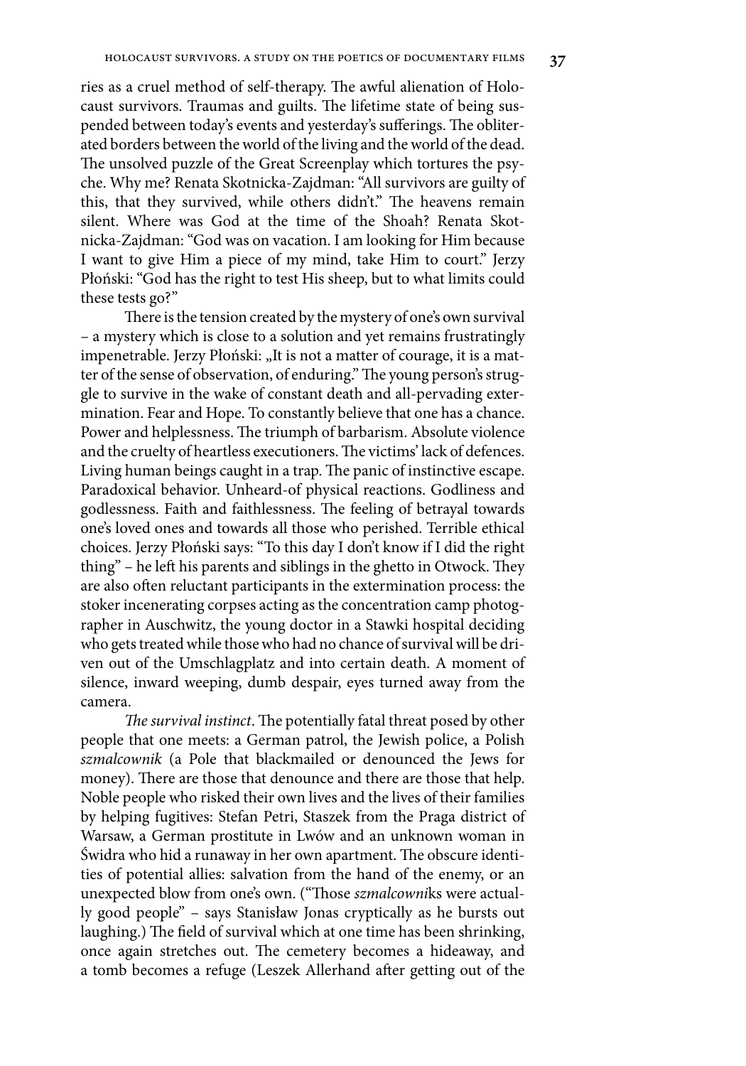ries as a cruel method of self-therapy. The awful alienation of Holocaust survivors. Traumas and guilts. The lifetime state of being suspended between today's events and yesterday's sufferings. The obliterated borders between the world of the living and the world of the dead. The unsolved puzzle of the Great Screenplay which tortures the psyche. Why me? Renata Skotnicka-Zajdman: "All survivors are guilty of this, that they survived, while others didn't." The heavens remain silent. Where was God at the time of the Shoah? Renata Skotnicka-Zajdman: "God was on vacation. I am looking for Him because I want to give Him a piece of my mind, take Him to court." Jerzy Płoński: "God has the right to test His sheep, but to what limits could these tests go?"

There is the tension created by the mystery of one's own survival – a mystery which is close to a solution and yet remains frustratingly impenetrable. Jerzy Płoński: „It is not a matter of courage, it is a matter of the sense of observation, of enduring." The young person's struggle to survive in the wake of constant death and all-pervading extermination. Fear and Hope. To constantly believe that one has a chance. Power and helplessness. The triumph of barbarism. Absolute violence and the cruelty of heartless executioners. The victims' lack of defences. Living human beings caught in a trap. The panic of instinctive escape. Paradoxical behavior. Unheard-of physical reactions. Godliness and godlessness. Faith and faithlessness. The feeling of betrayal towards one's loved ones and towards all those who perished. Terrible ethical choices. Jerzy Płoński says: "To this day I don't know if I did the right thing" – he left his parents and siblings in the ghetto in Otwock. They are also often reluctant participants in the extermination process: the stoker incenerating corpses acting as the concentration camp photographer in Auschwitz, the young doctor in a Stawki hospital deciding who gets treated while those who had no chance of survival will be driven out of the Umschlagplatz and into certain death. A moment of silence, inward weeping, dumb despair, eyes turned away from the camera.

*The survival instinct*. The potentially fatal threat posed by other people that one meets: a German patrol, the Jewish police, a Polish *szmalcownik* (a Pole that blackmailed or denounced the Jews for money). There are those that denounce and there are those that help. Noble people who risked their own lives and the lives of their families by helping fugitives: Stefan Petri, Staszek from the Praga district of Warsaw, a German prostitute in Lwów and an unknown woman in Świdra who hid a runaway in her own apartment. The obscure identities of potential allies: salvation from the hand of the enemy, or an unexpected blow from one's own. ("Those *szmalcowni*ks were actually good people" – says Stanisław Jonas cryptically as he bursts out laughing.) The field of survival which at one time has been shrinking, once again stretches out. The cemetery becomes a hideaway, and a tomb becomes a refuge (Leszek Allerhand after getting out of the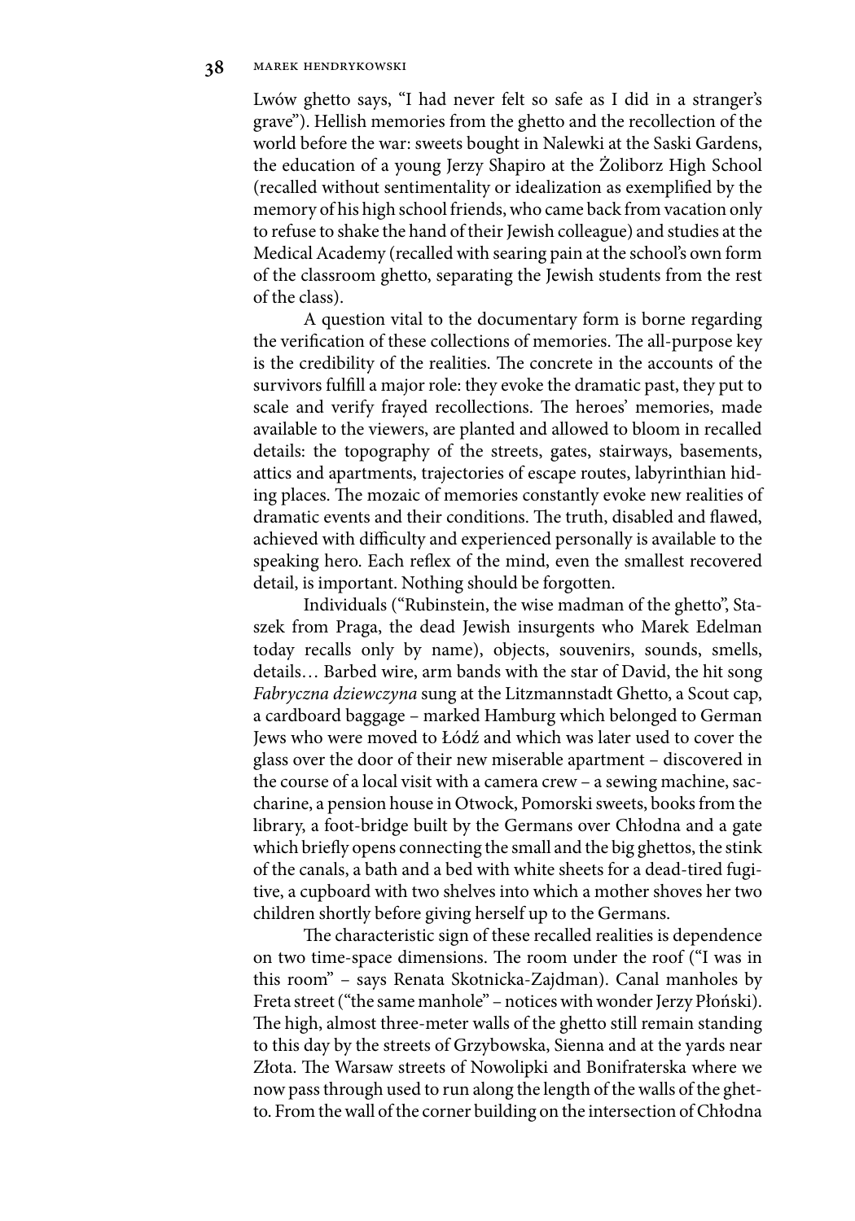Lwów ghetto says, "I had never felt so safe as I did in a stranger's grave"). Hellish memories from the ghetto and the recollection of the world before the war: sweets bought in Nalewki at the Saski Gardens, the education of a young Jerzy Shapiro at the Żoliborz High School (recalled without sentimentality or idealization as exemplified by the memory of his high school friends, who came back from vacation only to refuse to shake the hand of their Jewish colleague) and studies at the Medical Academy (recalled with searing pain at the school's own form of the classroom ghetto, separating the Jewish students from the rest of the class).

A question vital to the documentary form is borne regarding the verification of these collections of memories. The all-purpose key is the credibility of the realities. The concrete in the accounts of the survivors fulfill a major role: they evoke the dramatic past, they put to scale and verify frayed recollections. The heroes' memories, made available to the viewers, are planted and allowed to bloom in recalled details: the topography of the streets, gates, stairways, basements, attics and apartments, trajectories of escape routes, labyrinthian hiding places. The mozaic of memories constantly evoke new realities of dramatic events and their conditions. The truth, disabled and flawed, achieved with difficulty and experienced personally is available to the speaking hero. Each reflex of the mind, even the smallest recovered detail, is important. Nothing should be forgotten.

Individuals ("Rubinstein, the wise madman of the ghetto", Staszek from Praga, the dead Jewish insurgents who Marek Edelman today recalls only by name), objects, souvenirs, sounds, smells, details… Barbed wire, arm bands with the star of David, the hit song *Fabryczna dziewczyna* sung at the Litzmannstadt Ghetto, a Scout cap, a cardboard baggage – marked Hamburg which belonged to German Jews who were moved to Łódź and which was later used to cover the glass over the door of their new miserable apartment – discovered in the course of a local visit with a camera crew – a sewing machine, saccharine, a pension house in Otwock, Pomorski sweets, books from the library, a foot-bridge built by the Germans over Chłodna and a gate which briefly opens connecting the small and the big ghettos, the stink of the canals, a bath and a bed with white sheets for a dead-tired fugitive, a cupboard with two shelves into which a mother shoves her two children shortly before giving herself up to the Germans.

The characteristic sign of these recalled realities is dependence on two time-space dimensions. The room under the roof ("I was in this room" – says Renata Skotnicka-Zajdman). Canal manholes by Freta street ("the same manhole" – notices with wonder Jerzy Płoński). The high, almost three-meter walls of the ghetto still remain standing to this day by the streets of Grzybowska, Sienna and at the yards near Złota. The Warsaw streets of Nowolipki and Bonifraterska where we now pass through used to run along the length of the walls of the ghetto. From the wall of the corner building on the intersection of Chłodna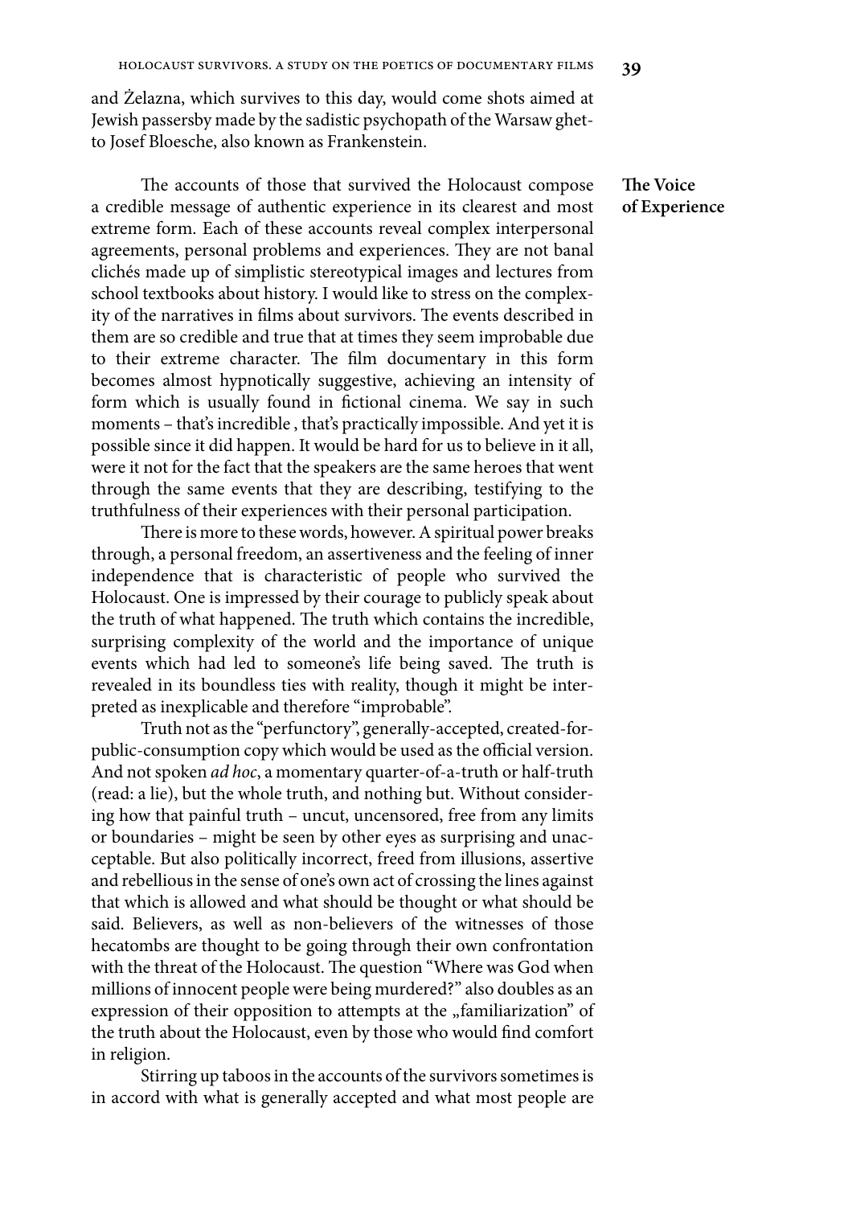and Żelazna, which survives to this day, would come shots aimed at Jewish passersby made by the sadistic psychopath of the Warsaw ghetto Josef Bloesche, also known as Frankenstein.

## The Voice of Experience

The accounts of those that survived the Holocaust compose a credible message of authentic experience in its clearest and most extreme form. Each of these accounts reveal complex interpersonal agreements, personal problems and experiences. They are not banal clichés made up of simplistic stereotypical images and lectures from school textbooks about history. I would like to stress on the complexity of the narratives in films about survivors. The events described in them are so credible and true that at times they seem improbable due to their extreme character. The film documentary in this form becomes almost hypnotically suggestive, achieving an intensity of form which is usually found in fictional cinema. We say in such moments – that's incredible , that's practically impossible. And yet it is possible since it did happen. It would be hard for us to believe in it all, were it not for the fact that the speakers are the same heroes that went through the same events that they are describing, testifying to the truthfulness of their experiences with their personal participation.

There is more to these words, however. A spiritual power breaks through, a personal freedom, an assertiveness and the feeling of inner independence that is characteristic of people who survived the Holocaust. One is impressed by their courage to publicly speak about the truth of what happened. The truth which contains the incredible, surprising complexity of the world and the importance of unique events which had led to someone's life being saved. The truth is revealed in its boundless ties with reality, though it might be interpreted as inexplicable and therefore "improbable".

Truth not as the "perfunctory", generally-accepted, created-for-public-consumption copy which would be used as the official version. And not spoken *ad hoc*, a momentary quarter-of-a-truth or half-truth (read: a lie), but the whole truth, and nothing but. Without considering how that painful truth – uncut, uncensored, free from any limits or boundaries – might be seen by other eyes as surprising and unacceptable. But also politically incorrect, freed from illusions, assertive and rebellious in the sense of one's own act of crossing the lines against that which is allowed and what should be thought or what should be said. Believers, as well as non-believers of the witnesses of those hecatombs are thought to be going through their own confrontation with the threat of the Holocaust. The question "Where was God when millions of innocent people were being murdered?" also doubles as an expression of their opposition to attempts at the „familiarization" of the truth about the Holocaust, even by those who would find comfort in religion.

Stirring up taboos in the accounts of the survivors sometimes is in accord with what is generally accepted and what most people are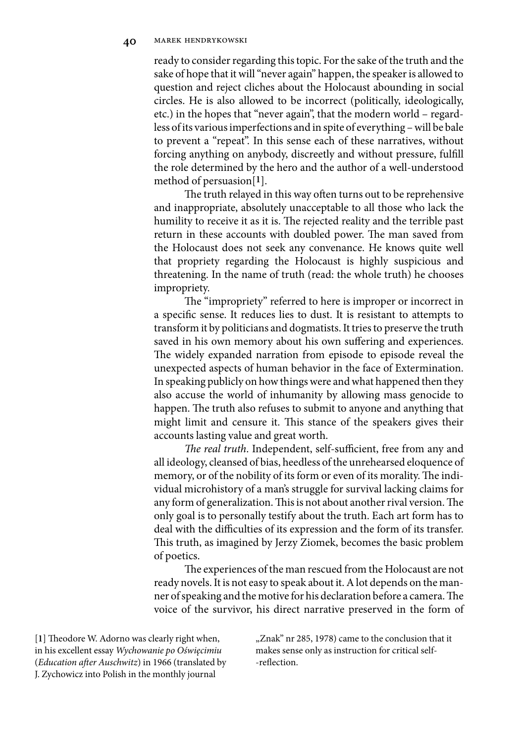ready to consider regarding this topic. For the sake of the truth and the sake of hope that it will "never again" happen, the speaker is allowed to question and reject cliches about the Holocaust abounding in social circles. He is also allowed to be incorrect (politically, ideologically, etc.) in the hopes that "never again", that the modern world – regardless of its various imperfections and in spite of everything – will be bale to prevent a "repeat". In this sense each of these narratives, without forcing anything on anybody, discreetly and without pressure, fulfill the role determined by the hero and the author of a well-understood method of persuasion[**1**].

The truth relayed in this way often turns out to be reprehensive and inappropriate, absolutely unacceptable to all those who lack the humility to receive it as it is. The rejected reality and the terrible past return in these accounts with doubled power. The man saved from the Holocaust does not seek any convenance. He knows quite well that propriety regarding the Holocaust is highly suspicious and threatening. In the name of truth (read: the whole truth) he chooses impropriety.

The "impropriety" referred to here is improper or incorrect in a specific sense. It reduces lies to dust. It is resistant to attempts to transform it by politicians and dogmatists. It tries to preserve the truth saved in his own memory about his own suffering and experiences. The widely expanded narration from episode to episode reveal the unexpected aspects of human behavior in the face of Extermination. In speaking publicly on how things were and what happened then they also accuse the world of inhumanity by allowing mass genocide to happen. The truth also refuses to submit to anyone and anything that might limit and censure it. This stance of the speakers gives their accounts lasting value and great worth.

*The real truth*. Independent, self-sufficient, free from any and all ideology, cleansed of bias, heedless of the unrehearsed eloquence of memory, or of the nobility of its form or even of its morality. The individual microhistory of a man's struggle for survival lacking claims for any form of generalization. This is not about another rival version. The only goal is to personally testify about the truth. Each art form has to deal with the difficulties of its expression and the form of its transfer. This truth, as imagined by Jerzy Ziomek, becomes the basic problem of poetics.

The experiences of the man rescued from the Holocaust are not ready novels. It is not easy to speak about it. A lot depends on the manner of speaking and the motive for his declaration before a camera. The voice of the survivor, his direct narrative preserved in the form of

[**1**] Theodore W. Adorno was clearly right when, in his excellent essay *Wychowanie po Oświęcimiu* (*Education after Auschwitz*) in 1966 (translated by J. Zychowicz into Polish in the monthly journal „Znak" nr 285, 1978) came to the conclusion that it makes sense only as instruction for critical self-reflection.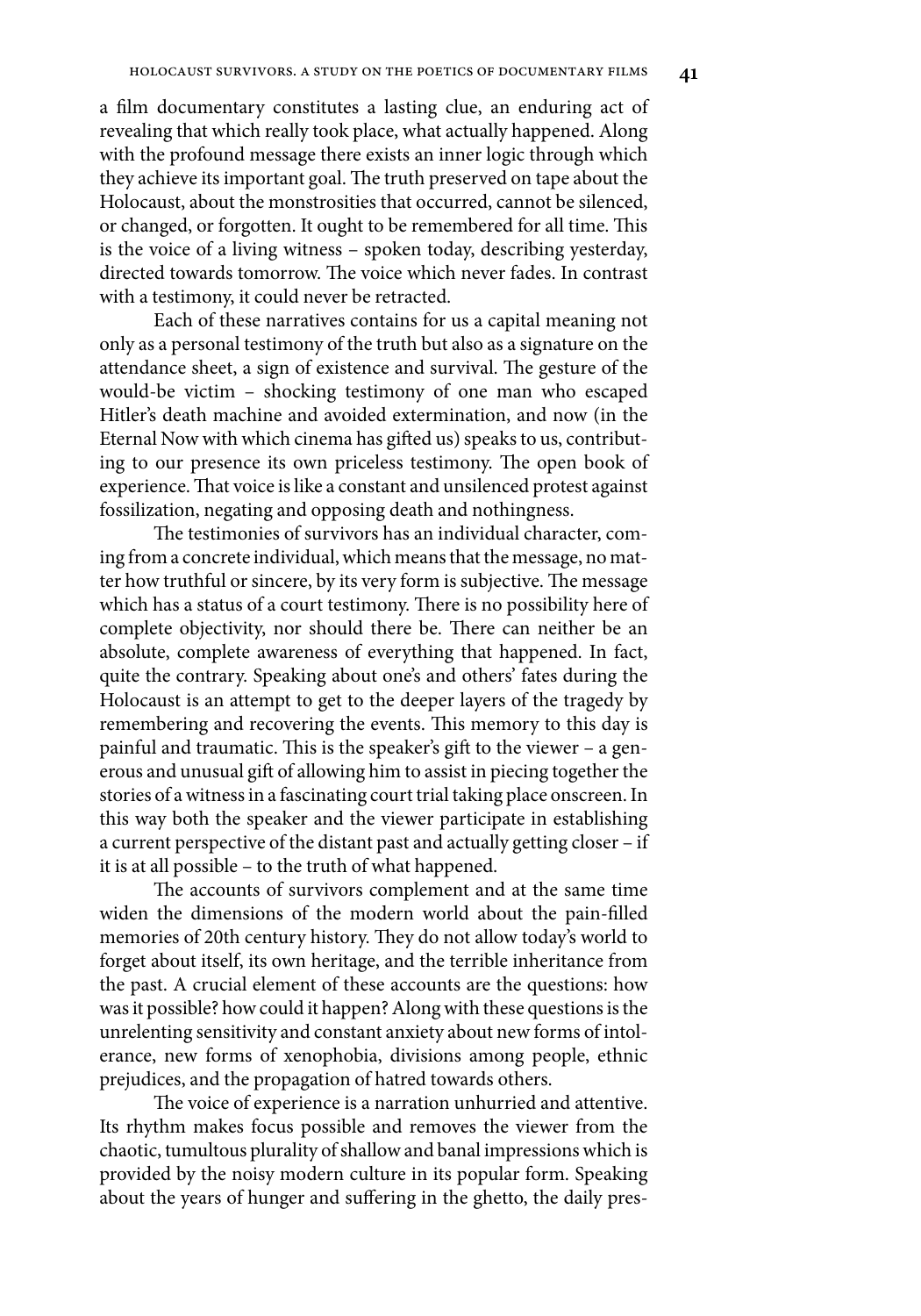a film documentary constitutes a lasting clue, an enduring act of revealing that which really took place, what actually happened. Along with the profound message there exists an inner logic through which they achieve its important goal. The truth preserved on tape about the Holocaust, about the monstrosities that occurred, cannot be silenced, or changed, or forgotten. It ought to be remembered for all time. This is the voice of a living witness – spoken today, describing yesterday, directed towards tomorrow. The voice which never fades. In contrast with a testimony, it could never be retracted.

Each of these narratives contains for us a capital meaning not only as a personal testimony of the truth but also as a signature on the attendance sheet, a sign of existence and survival. The gesture of the would-be victim – shocking testimony of one man who escaped Hitler's death machine and avoided extermination, and now (in the Eternal Now with which cinema has gifted us) speaks to us, contributing to our presence its own priceless testimony. The open book of experience. That voice is like a constant and unsilenced protest against fossilization, negating and opposing death and nothingness.

The testimonies of survivors has an individual character, coming from a concrete individual, which means that the message, no matter how truthful or sincere, by its very form is subjective. The message which has a status of a court testimony. There is no possibility here of complete objectivity, nor should there be. There can neither be an absolute, complete awareness of everything that happened. In fact, quite the contrary. Speaking about one's and others' fates during the Holocaust is an attempt to get to the deeper layers of the tragedy by remembering and recovering the events. This memory to this day is painful and traumatic. This is the speaker's gift to the viewer – a generous and unusual gift of allowing him to assist in piecing together the stories of a witness in a fascinating court trial taking place onscreen. In this way both the speaker and the viewer participate in establishing a current perspective of the distant past and actually getting closer – if it is at all possible – to the truth of what happened.

The accounts of survivors complement and at the same time widen the dimensions of the modern world about the pain-filled memories of 20th century history. They do not allow today's world to forget about itself, its own heritage, and the terrible inheritance from the past. A crucial element of these accounts are the questions: how was it possible? how could it happen? Along with these questions is the unrelenting sensitivity and constant anxiety about new forms of intolerance, new forms of xenophobia, divisions among people, ethnic prejudices, and the propagation of hatred towards others.

The voice of experience is a narration unhurried and attentive. Its rhythm makes focus possible and removes the viewer from the chaotic, tumultous plurality of shallow and banal impressions which is provided by the noisy modern culture in its popular form. Speaking about the years of hunger and suffering in the ghetto, the daily pres-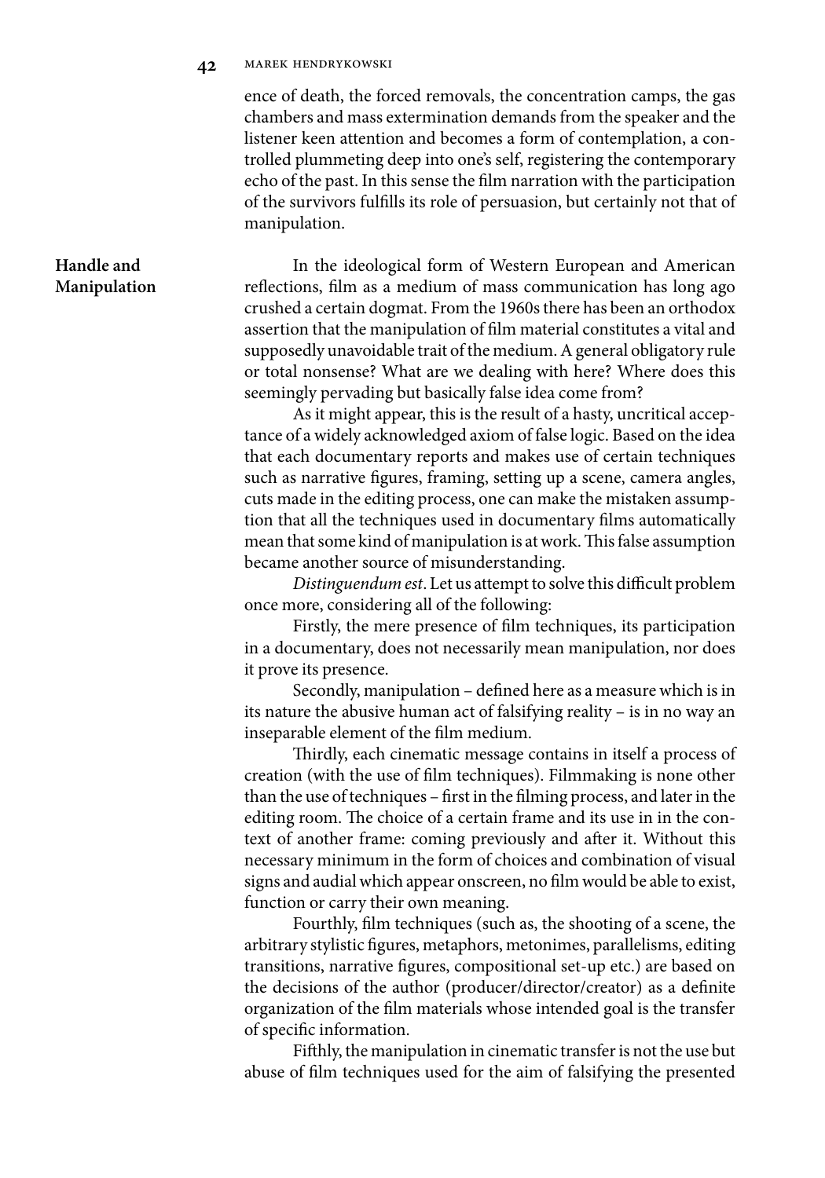ence of death, the forced removals, the concentration camps, the gas chambers and mass extermination demands from the speaker and the listener keen attention and becomes a form of contemplation, a controlled plummeting deep into one's self, registering the contemporary echo of the past. In this sense the film narration with the participation of the survivors fulfills its role of persuasion, but certainly not that of manipulation.

## Handle and Manipulation

In the ideological form of Western European and American reflections, film as a medium of mass communication has long ago crushed a certain dogmat. From the 1960s there has been an orthodox assertion that the manipulation of film material constitutes a vital and supposedly unavoidable trait of the medium. A general obligatory rule or total nonsense? What are we dealing with here? Where does this seemingly pervading but basically false idea come from?

As it might appear, this is the result of a hasty, uncritical acceptance of a widely acknowledged axiom of false logic. Based on the idea that each documentary reports and makes use of certain techniques such as narrative figures, framing, setting up a scene, camera angles, cuts made in the editing process, one can make the mistaken assumption that all the techniques used in documentary films automatically mean that some kind of manipulation is at work. This false assumption became another source of misunderstanding.

*Distinguendum est*. Let us attempt to solve this difficult problem once more, considering all of the following:

Firstly, the mere presence of film techniques, its participation in a documentary, does not necessarily mean manipulation, nor does it prove its presence.

Secondly, manipulation – defined here as a measure which is in its nature the abusive human act of falsifying reality – is in no way an inseparable element of the film medium.

Thirdly, each cinematic message contains in itself a process of creation (with the use of film techniques). Filmmaking is none other than the use of techniques – first in the filming process, and later in the editing room. The choice of a certain frame and its use in in the context of another frame: coming previously and after it. Without this necessary minimum in the form of choices and combination of visual signs and audial which appear onscreen, no film would be able to exist, function or carry their own meaning.

Fourthly, film techniques (such as, the shooting of a scene, the arbitrary stylistic figures, metaphors, metonimes, parallelisms, editing transitions, narrative figures, compositional set-up etc.) are based on the decisions of the author (producer/director/creator) as a definite organization of the film materials whose intended goal is the transfer of specific information.

Fifthly, the manipulation in cinematic transfer is not the use but abuse of film techniques used for the aim of falsifying the presented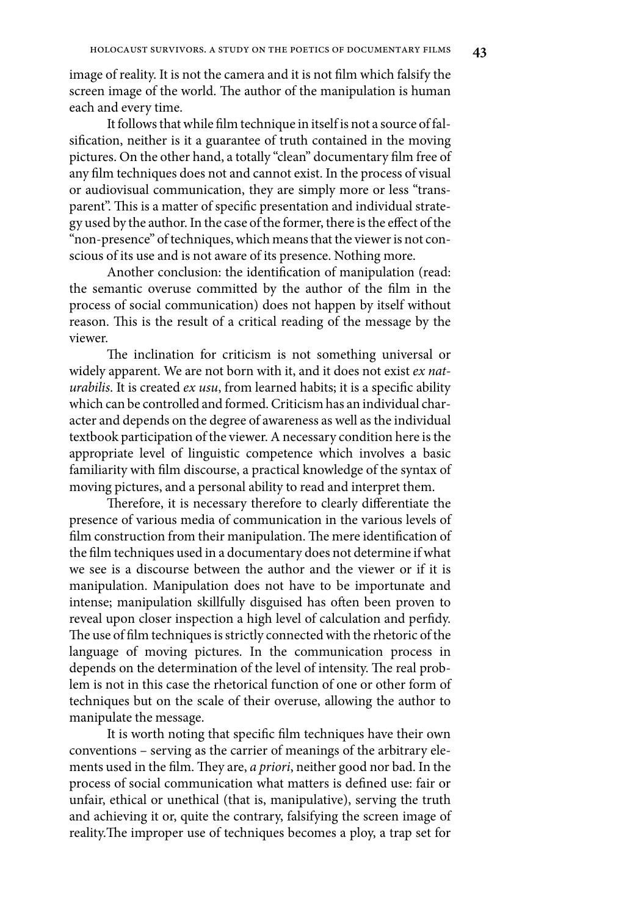image of reality. It is not the camera and it is not film which falsify the screen image of the world. The author of the manipulation is human each and every time.

It follows that while film technique in itself is not a source of falsification, neither is it a guarantee of truth contained in the moving pictures. On the other hand, a totally "clean" documentary film free of any film techniques does not and cannot exist. In the process of visual or audiovisual communication, they are simply more or less "transparent". This is a matter of specific presentation and individual strategy used by the author. In the case of the former, there is the effect of the "non-presence" of techniques, which means that the viewer is not conscious of its use and is not aware of its presence. Nothing more.

Another conclusion: the identification of manipulation (read: the semantic overuse committed by the author of the film in the process of social communication) does not happen by itself without reason. This is the result of a critical reading of the message by the viewer.

The inclination for criticism is not something universal or widely apparent. We are not born with it, and it does not exist *ex naturabilis*. It is created *ex usu*, from learned habits; it is a specific ability which can be controlled and formed. Criticism has an individual character and depends on the degree of awareness as well as the individual textbook participation of the viewer. A necessary condition here is the appropriate level of linguistic competence which involves a basic familiarity with film discourse, a practical knowledge of the syntax of moving pictures, and a personal ability to read and interpret them.

Therefore, it is necessary therefore to clearly differentiate the presence of various media of communication in the various levels of film construction from their manipulation. The mere identification of the film techniques used in a documentary does not determine if what we see is a discourse between the author and the viewer or if it is manipulation. Manipulation does not have to be importunate and intense; manipulation skillfully disguised has often been proven to reveal upon closer inspection a high level of calculation and perfidy. The use of film techniques is strictly connected with the rhetoric of the language of moving pictures. In the communication process in depends on the determination of the level of intensity. The real problem is not in this case the rhetorical function of one or other form of techniques but on the scale of their overuse, allowing the author to manipulate the message.

It is worth noting that specific film techniques have their own conventions – serving as the carrier of meanings of the arbitrary elements used in the film. They are, *a priori*, neither good nor bad. In the process of social communication what matters is defined use: fair or unfair, ethical or unethical (that is, manipulative), serving the truth and achieving it or, quite the contrary, falsifying the screen image of reality.The improper use of techniques becomes a ploy, a trap set for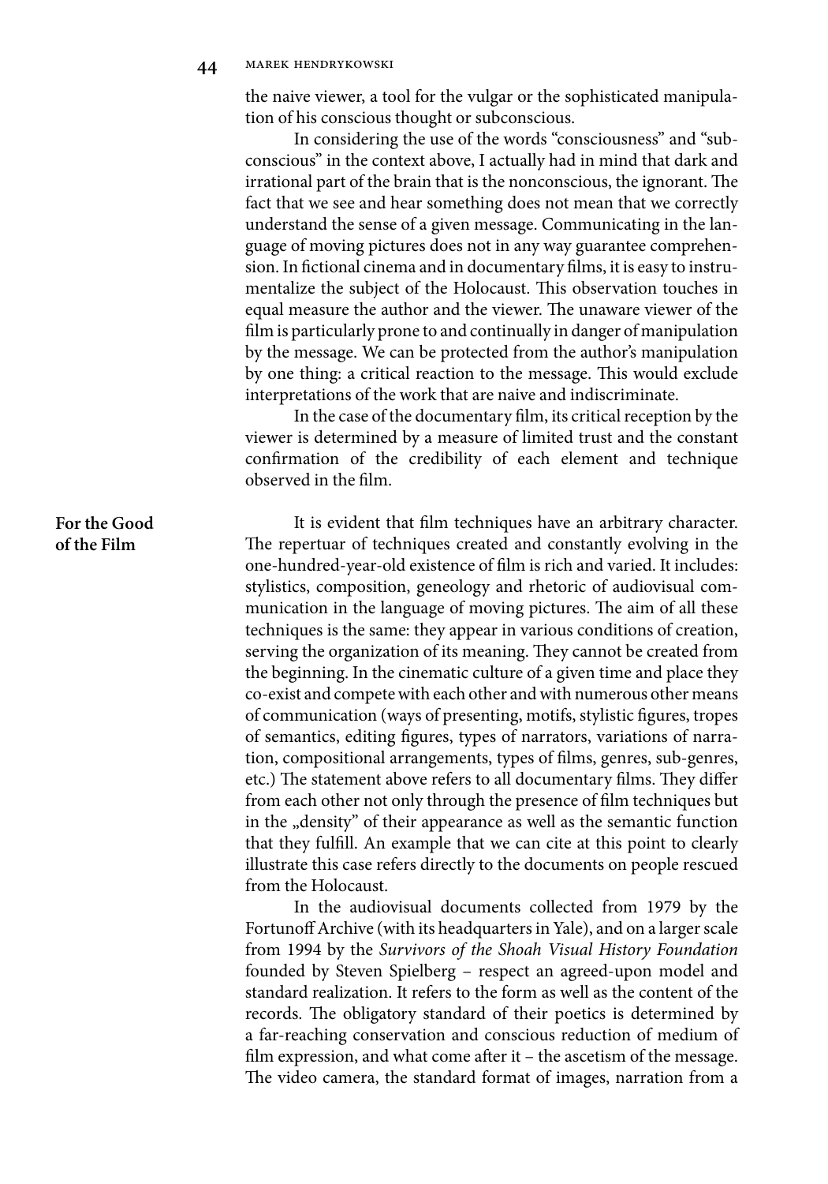the naive viewer, a tool for the vulgar or the sophisticated manipulation of his conscious thought or subconscious.

In considering the use of the words "consciousness" and "subconscious" in the context above, I actually had in mind that dark and irrational part of the brain that is the nonconscious, the ignorant. The fact that we see and hear something does not mean that we correctly understand the sense of a given message. Communicating in the language of moving pictures does not in any way guarantee comprehension. In fictional cinema and in documentary films, it is easy to instrumentalize the subject of the Holocaust. This observation touches in equal measure the author and the viewer. The unaware viewer of the film is particularly prone to and continually in danger of manipulation by the message. We can be protected from the author's manipulation by one thing: a critical reaction to the message. This would exclude interpretations of the work that are naive and indiscriminate.

In the case of the documentary film, its critical reception by the viewer is determined by a measure of limited trust and the constant confirmation of the credibility of each element and technique observed in the film.

## For the Good of the Film

It is evident that film techniques have an arbitrary character. The repertuar of techniques created and constantly evolving in the one-hundred-year-old existence of film is rich and varied. It includes: stylistics, composition, geneology and rhetoric of audiovisual communication in the language of moving pictures. The aim of all these techniques is the same: they appear in various conditions of creation, serving the organization of its meaning. They cannot be created from the beginning. In the cinematic culture of a given time and place they co-exist and compete with each other and with numerous other means of communication (ways of presenting, motifs, stylistic figures, tropes of semantics, editing figures, types of narrators, variations of narration, compositional arrangements, types of films, genres, sub-genres, etc.) The statement above refers to all documentary films. They differ from each other not only through the presence of film techniques but in the „density" of their appearance as well as the semantic function that they fulfill. An example that we can cite at this point to clearly illustrate this case refers directly to the documents on people rescued from the Holocaust.

In the audiovisual documents collected from 1979 by the Fortunoff Archive (with its headquarters in Yale), and on a larger scale from 1994 by the *Survivors of the Shoah Visual History Foundation* founded by Steven Spielberg – respect an agreed-upon model and standard realization. It refers to the form as well as the content of the records. The obligatory standard of their poetics is determined by a far-reaching conservation and conscious reduction of medium of film expression, and what come after it – the ascetism of the message. The video camera, the standard format of images, narration from a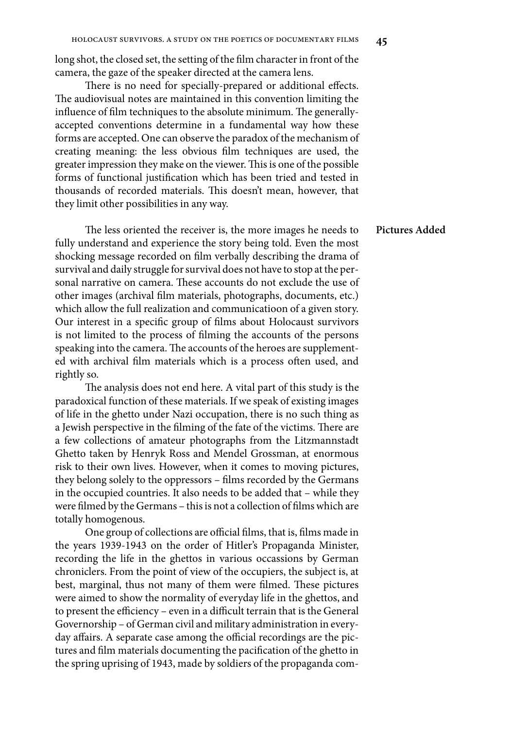long shot, the closed set, the setting of the film character in front of the camera, the gaze of the speaker directed at the camera lens.

There is no need for specially-prepared or additional effects. The audiovisual notes are maintained in this convention limiting the influence of film techniques to the absolute minimum. The generally-accepted conventions determine in a fundamental way how these forms are accepted. One can observe the paradox of the mechanism of creating meaning: the less obvious film techniques are used, the greater impression they make on the viewer. This is one of the possible forms of functional justification which has been tried and tested in thousands of recorded materials. This doesn't mean, however, that they limit other possibilities in any way.

**Pictures Added**

The less oriented the receiver is, the more images he needs to fully understand and experience the story being told. Even the most shocking message recorded on film verbally describing the drama of survival and daily struggle for survival does not have to stop at the personal narrative on camera. These accounts do not exclude the use of other images (archival film materials, photographs, documents, etc.) which allow the full realization and communicatioon of a given story. Our interest in a specific group of films about Holocaust survivors is not limited to the process of filming the accounts of the persons speaking into the camera. The accounts of the heroes are supplemented with archival film materials which is a process often used, and rightly so.

The analysis does not end here. A vital part of this study is the paradoxical function of these materials. If we speak of existing images of life in the ghetto under Nazi occupation, there is no such thing as a Jewish perspective in the filming of the fate of the victims. There are a few collections of amateur photographs from the Litzmannstadt Ghetto taken by Henryk Ross and Mendel Grossman, at enormous risk to their own lives. However, when it comes to moving pictures, they belong solely to the oppressors – films recorded by the Germans in the occupied countries. It also needs to be added that – while they were filmed by the Germans – this is not a collection of films which are totally homogenous.

One group of collections are official films, that is, films made in the years 1939-1943 on the order of Hitler's Propaganda Minister, recording the life in the ghettos in various occassions by German chroniclers. From the point of view of the occupiers, the subject is, at best, marginal, thus not many of them were filmed. These pictures were aimed to show the normality of everyday life in the ghettos, and to present the efficiency – even in a difficult terrain that is the General Governorship – of German civil and military administration in everyday affairs. A separate case among the official recordings are the pictures and film materials documenting the pacification of the ghetto in the spring uprising of 1943, made by soldiers of the propaganda com-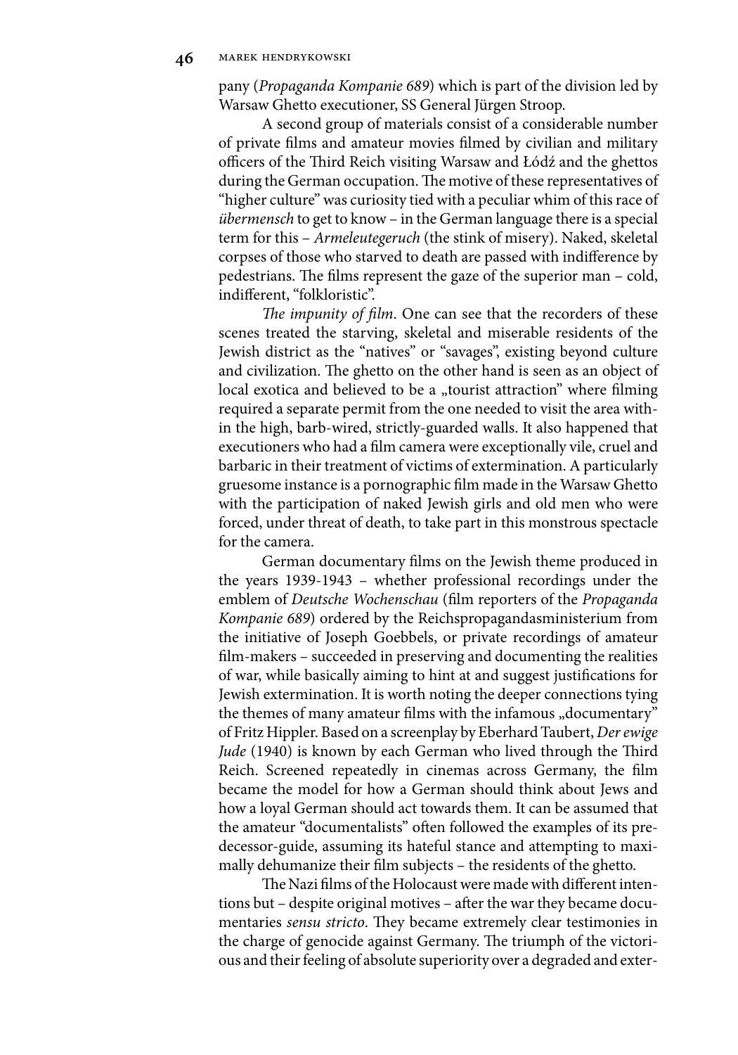pany (*Propaganda Kompanie 689*) which is part of the division led by Warsaw Ghetto executioner, SS General Jürgen Stroop.

A second group of materials consist of a considerable number of private films and amateur movies filmed by civilian and military officers of the Third Reich visiting Warsaw and Łódź and the ghettos during the German occupation. The motive of these representatives of "higher culture" was curiosity tied with a peculiar whim of this race of *übermensch* to get to know – in the German language there is a special term for this – *Armeleutegeruch* (the stink of misery). Naked, skeletal corpses of those who starved to death are passed with indifference by pedestrians. The films represent the gaze of the superior man – cold, indifferent, "folkloristic".

*The impunity of film*. One can see that the recorders of these scenes treated the starving, skeletal and miserable residents of the Jewish district as the "natives" or "savages", existing beyond culture and civilization. The ghetto on the other hand is seen as an object of local exotica and believed to be a „tourist attraction" where filming required a separate permit from the one needed to visit the area within the high, barb-wired, strictly-guarded walls. It also happened that executioners who had a film camera were exceptionally vile, cruel and barbaric in their treatment of victims of extermination. A particularly gruesome instance is a pornographic film made in the Warsaw Ghetto with the participation of naked Jewish girls and old men who were forced, under threat of death, to take part in this monstrous spectacle for the camera.

German documentary films on the Jewish theme produced in the years 1939-1943 – whether professional recordings under the emblem of *Deutsche Wochenschau* (film reporters of the *Propaganda Kompanie 689*) ordered by the Reichspropagandasministerium from the initiative of Joseph Goebbels, or private recordings of amateur film-makers – succeeded in preserving and documenting the realities of war, while basically aiming to hint at and suggest justifications for Jewish extermination. It is worth noting the deeper connections tying the themes of many amateur films with the infamous „documentary" of Fritz Hippler. Based on a screenplay by Eberhard Taubert, *Der ewige Jude* (1940) is known by each German who lived through the Third Reich. Screened repeatedly in cinemas across Germany, the film became the model for how a German should think about Jews and how a loyal German should act towards them. It can be assumed that the amateur "documentalists" often followed the examples of its predecessor-guide, assuming its hateful stance and attempting to maximally dehumanize their film subjects – the residents of the ghetto.

The Nazi films of the Holocaust were made with different intentions but – despite original motives – after the war they became documentaries *sensu stricto*. They became extremely clear testimonies in the charge of genocide against Germany. The triumph of the victorious and their feeling of absolute superiority over a degraded and exter-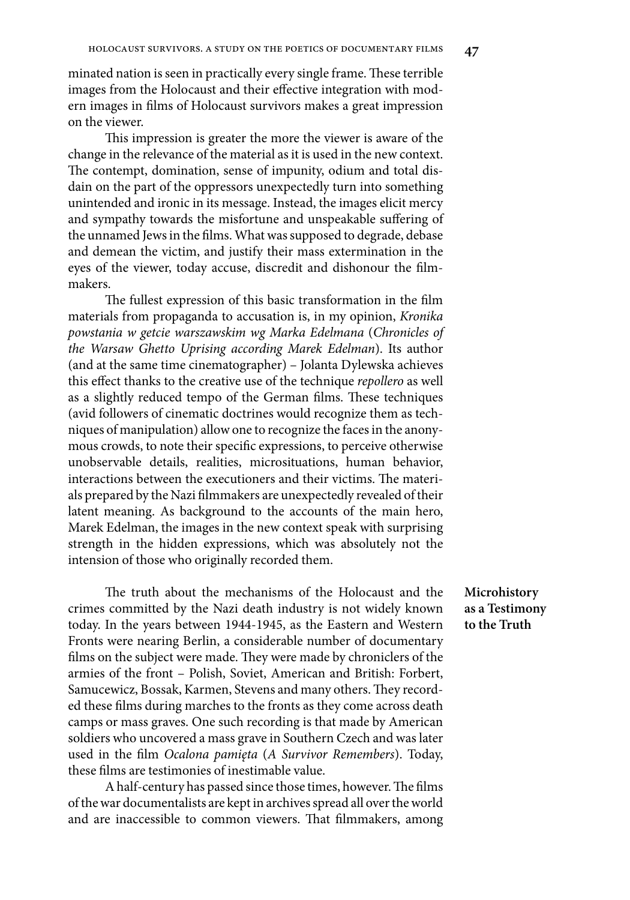minated nation is seen in practically every single frame. These terrible images from the Holocaust and their effective integration with modern images in films of Holocaust survivors makes a great impression on the viewer.

This impression is greater the more the viewer is aware of the change in the relevance of the material as it is used in the new context. The contempt, domination, sense of impunity, odium and total disdain on the part of the oppressors unexpectedly turn into something unintended and ironic in its message. Instead, the images elicit mercy and sympathy towards the misfortune and unspeakable suffering of the unnamed Jews in the films. What was supposed to degrade, debase and demean the victim, and justify their mass extermination in the eyes of the viewer, today accuse, discredit and dishonour the filmmakers.

The fullest expression of this basic transformation in the film materials from propaganda to accusation is, in my opinion, *Kronika powstania w getcie warszawskim wg Marka Edelmana* (*Chronicles of the Warsaw Ghetto Uprising according Marek Edelman*). Its author (and at the same time cinematographer) – Jolanta Dylewska achieves this effect thanks to the creative use of the technique *repollero* as well as a slightly reduced tempo of the German films. These techniques (avid followers of cinematic doctrines would recognize them as techniques of manipulation) allow one to recognize the faces in the anonymous crowds, to note their specific expressions, to perceive otherwise unobservable details, realities, microsituations, human behavior, interactions between the executioners and their victims. The materials prepared by the Nazi filmmakers are unexpectedly revealed of their latent meaning. As background to the accounts of the main hero, Marek Edelman, the images in the new context speak with surprising strength in the hidden expressions, which was absolutely not the intension of those who originally recorded them.

## Microhistory as a Testimony to the Truth

The truth about the mechanisms of the Holocaust and the crimes committed by the Nazi death industry is not widely known today. In the years between 1944-1945, as the Eastern and Western Fronts were nearing Berlin, a considerable number of documentary films on the subject were made. They were made by chroniclers of the armies of the front – Polish, Soviet, American and British: Forbert, Samucewicz, Bossak, Karmen, Stevens and many others. They recorded these films during marches to the fronts as they come across death camps or mass graves. One such recording is that made by American soldiers who uncovered a mass grave in Southern Czech and was later used in the film *Ocalona pamięta* (*A Survivor Remembers*). Today, these films are testimonies of inestimable value.

A half-century has passed since those times, however. The films of the war documentalists are kept in archives spread all over the world and are inaccessible to common viewers. That filmmakers, among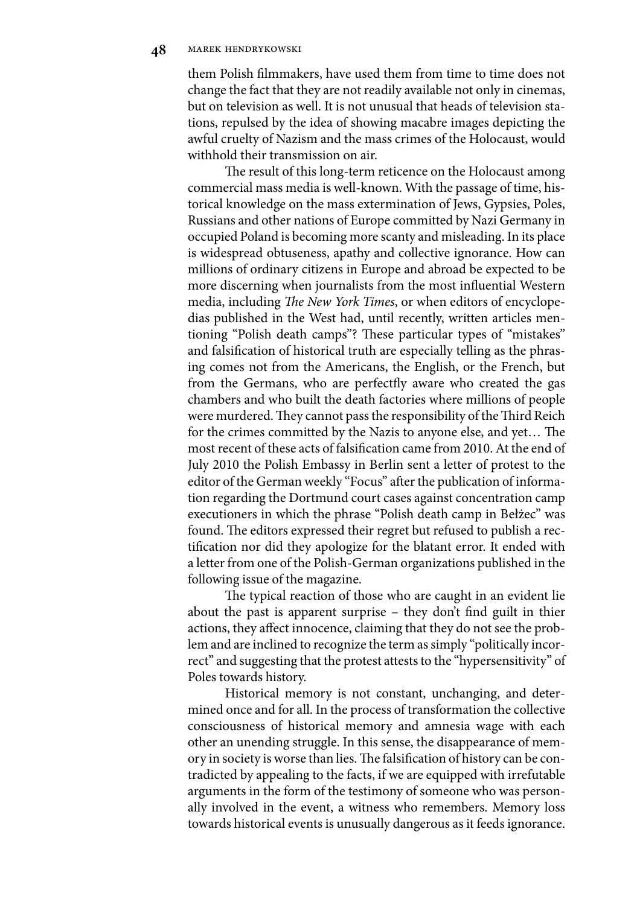them Polish filmmakers, have used them from time to time does not change the fact that they are not readily available not only in cinemas, but on television as well. It is not unusual that heads of television stations, repulsed by the idea of showing macabre images depicting the awful cruelty of Nazism and the mass crimes of the Holocaust, would withhold their transmission on air.

The result of this long-term reticence on the Holocaust among commercial mass media is well-known. With the passage of time, historical knowledge on the mass extermination of Jews, Gypsies, Poles, Russians and other nations of Europe committed by Nazi Germany in occupied Poland is becoming more scanty and misleading. In its place is widespread obtuseness, apathy and collective ignorance. How can millions of ordinary citizens in Europe and abroad be expected to be more discerning when journalists from the most influential Western media, including *The New York Times*, or when editors of encyclopedias published in the West had, until recently, written articles mentioning "Polish death camps"? These particular types of "mistakes" and falsification of historical truth are especially telling as the phrasing comes not from the Americans, the English, or the French, but from the Germans, who are perfectfly aware who created the gas chambers and who built the death factories where millions of people were murdered. They cannot pass the responsibility of the Third Reich for the crimes committed by the Nazis to anyone else, and yet… The most recent of these acts of falsification came from 2010. At the end of July 2010 the Polish Embassy in Berlin sent a letter of protest to the editor of the German weekly "Focus" after the publication of information regarding the Dortmund court cases against concentration camp executioners in which the phrase "Polish death camp in Bełżec" was found. The editors expressed their regret but refused to publish a rectification nor did they apologize for the blatant error. It ended with a letter from one of the Polish-German organizations published in the following issue of the magazine.

The typical reaction of those who are caught in an evident lie about the past is apparent surprise – they don't find guilt in thier actions, they affect innocence, claiming that they do not see the problem and are inclined to recognize the term as simply "politically incorrect" and suggesting that the protest attests to the "hypersensitivity" of Poles towards history.

Historical memory is not constant, unchanging, and determined once and for all. In the process of transformation the collective consciousness of historical memory and amnesia wage with each other an unending struggle. In this sense, the disappearance of memory in society is worse than lies. The falsification of history can be contradicted by appealing to the facts, if we are equipped with irrefutable arguments in the form of the testimony of someone who was personally involved in the event, a witness who remembers. Memory loss towards historical events is unusually dangerous as it feeds ignorance.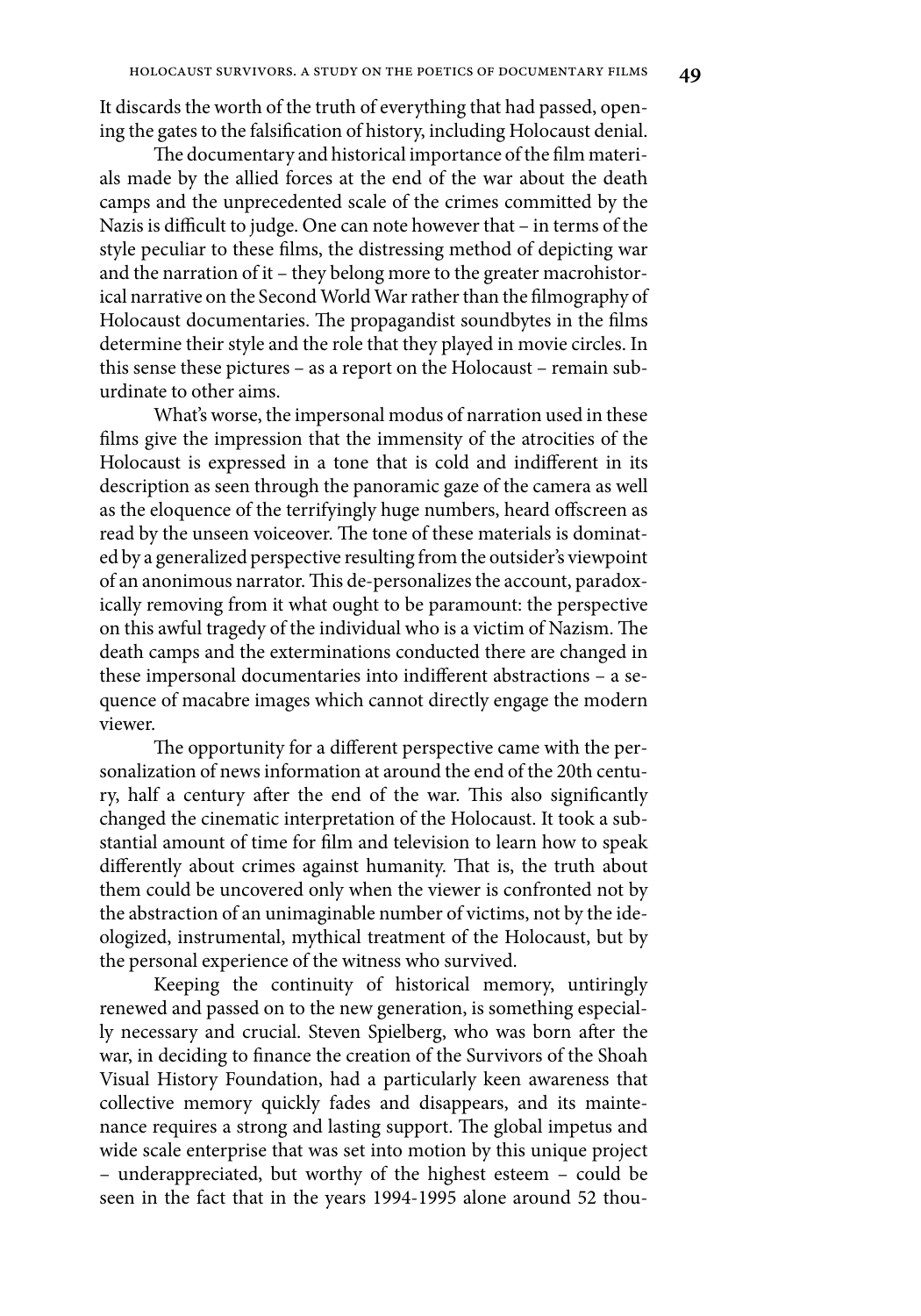It discards the worth of the truth of everything that had passed, opening the gates to the falsification of history, including Holocaust denial.

The documentary and historical importance of the film materials made by the allied forces at the end of the war about the death camps and the unprecedented scale of the crimes committed by the Nazis is difficult to judge. One can note however that – in terms of the style peculiar to these films, the distressing method of depicting war and the narration of it – they belong more to the greater macrohistorical narrative on the Second World War rather than the filmography of Holocaust documentaries. The propagandist soundbytes in the films determine their style and the role that they played in movie circles. In this sense these pictures – as a report on the Holocaust – remain subordinate to other aims.

What's worse, the impersonal modus of narration used in these films give the impression that the immensity of the atrocities of the Holocaust is expressed in a tone that is cold and indifferent in its description as seen through the panoramic gaze of the camera as well as the eloquence of the terrifyingly huge numbers, heard offscreen as read by the unseen voiceover. The tone of these materials is dominated by a generalized perspective resulting from the outsider's viewpoint of an anonimous narrator. This de-personalizes the account, paradoxically removing from it what ought to be paramount: the perspective on this awful tragedy of the individual who is a victim of Nazism. The death camps and the exterminations conducted there are changed in these impersonal documentaries into indifferent abstractions – a sequence of macabre images which cannot directly engage the modern viewer.

The opportunity for a different perspective came with the personalization of news information at around the end of the 20th century, half a century after the end of the war. This also significantly changed the cinematic interpretation of the Holocaust. It took a substantial amount of time for film and television to learn how to speak differently about crimes against humanity. That is, the truth about them could be uncovered only when the viewer is confronted not by the abstraction of an unimaginable number of victims, not by the ideologized, instrumental, mythical treatment of the Holocaust, but by the personal experience of the witness who survived.

Keeping the continuity of historical memory, untiringly renewed and passed on to the new generation, is something especially necessary and crucial. Steven Spielberg, who was born after the war, in deciding to finance the creation of the Survivors of the Shoah Visual History Foundation, had a particularly keen awareness that collective memory quickly fades and disappears, and its maintenance requires a strong and lasting support. The global impetus and wide scale enterprise that was set into motion by this unique project – underappreciated, but worthy of the highest esteem – could be seen in the fact that in the years 1994-1995 alone around 52 thou-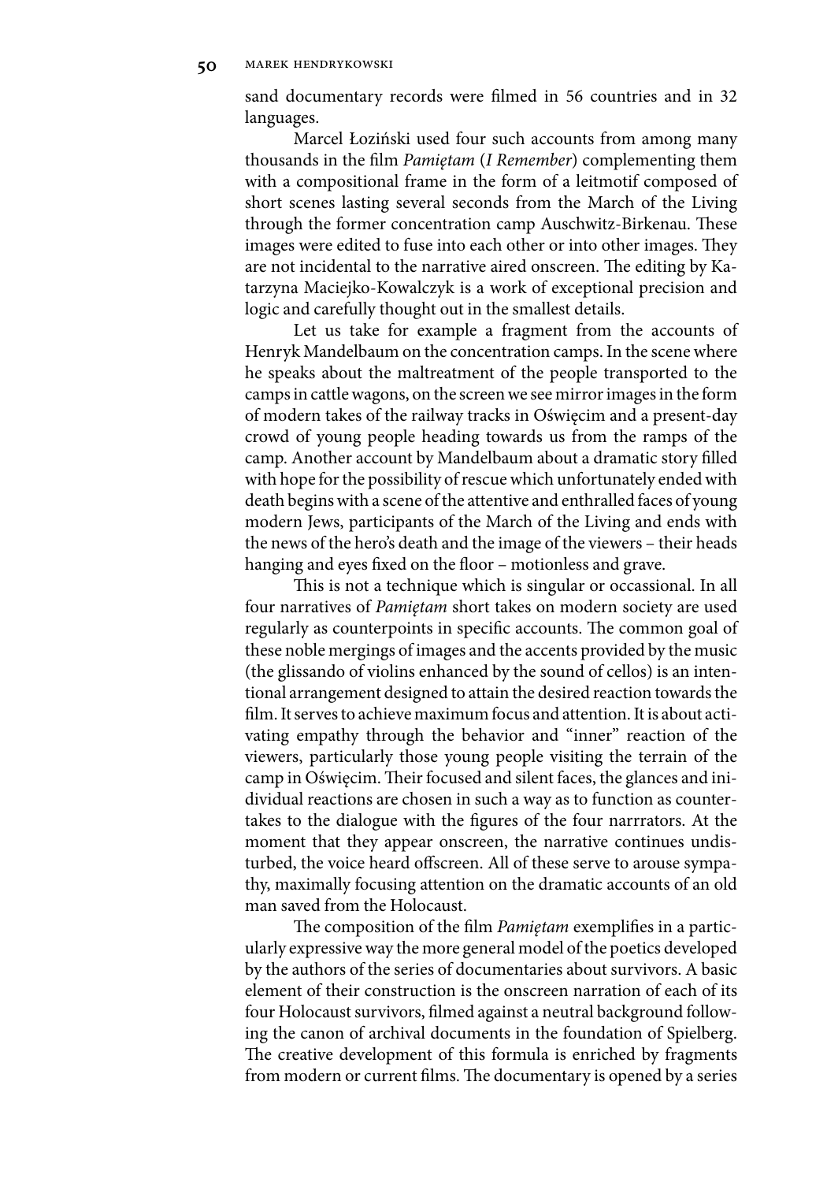sand documentary records were filmed in 56 countries and in 32 languages.

Marcel Łoziński used four such accounts from among many thousands in the film *Pamiętam* (*I Remember*) complementing them with a compositional frame in the form of a leitmotif composed of short scenes lasting several seconds from the March of the Living through the former concentration camp Auschwitz-Birkenau. These images were edited to fuse into each other or into other images. They are not incidental to the narrative aired onscreen. The editing by Katarzyna Maciejko-Kowalczyk is a work of exceptional precision and logic and carefully thought out in the smallest details.

Let us take for example a fragment from the accounts of Henryk Mandelbaum on the concentration camps. In the scene where he speaks about the maltreatment of the people transported to the camps in cattle wagons, on the screen we see mirror images in the form of modern takes of the railway tracks in Oświęcim and a present-day crowd of young people heading towards us from the ramps of the camp. Another account by Mandelbaum about a dramatic story filled with hope for the possibility of rescue which unfortunately ended with death begins with a scene of the attentive and enthralled faces of young modern Jews, participants of the March of the Living and ends with the news of the hero's death and the image of the viewers – their heads hanging and eyes fixed on the floor – motionless and grave.

This is not a technique which is singular or occassional. In all four narratives of *Pamiętam* short takes on modern society are used regularly as counterpoints in specific accounts. The common goal of these noble mergings of images and the accents provided by the music (the glissando of violins enhanced by the sound of cellos) is an intentional arrangement designed to attain the desired reaction towards the film. It serves to achieve maximum focus and attention. It is about activating empathy through the behavior and "inner" reaction of the viewers, particularly those young people visiting the terrain of the camp in Oświęcim. Their focused and silent faces, the glances and inidividual reactions are chosen in such a way as to function as countertakes to the dialogue with the figures of the four narrrators. At the moment that they appear onscreen, the narrative continues undisturbed, the voice heard offscreen. All of these serve to arouse sympathy, maximally focusing attention on the dramatic accounts of an old man saved from the Holocaust.

The composition of the film *Pamiętam* exemplifies in a particularly expressive way the more general model of the poetics developed by the authors of the series of documentaries about survivors. A basic element of their construction is the onscreen narration of each of its four Holocaust survivors, filmed against a neutral background following the canon of archival documents in the foundation of Spielberg. The creative development of this formula is enriched by fragments from modern or current films. The documentary is opened by a series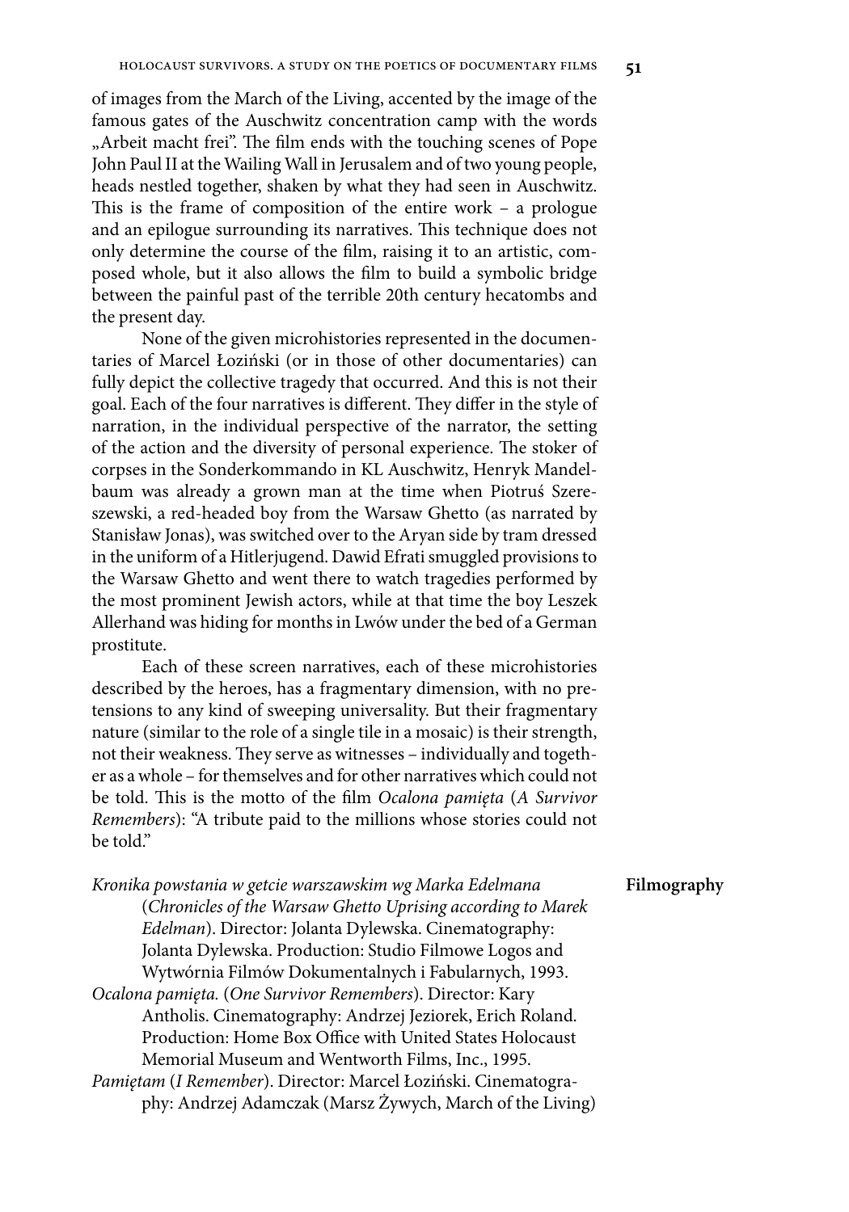of images from the March of the Living, accented by the image of the famous gates of the Auschwitz concentration camp with the words „Arbeit macht frei". The film ends with the touching scenes of Pope John Paul II at the Wailing Wall in Jerusalem and of two young people, heads nestled together, shaken by what they had seen in Auschwitz. This is the frame of composition of the entire work – a prologue and an epilogue surrounding its narratives. This technique does not only determine the course of the film, raising it to an artistic, composed whole, but it also allows the film to build a symbolic bridge between the painful past of the terrible 20th century hecatombs and the present day.

None of the given microhistories represented in the documentaries of Marcel Łoziński (or in those of other documentaries) can fully depict the collective tragedy that occurred. And this is not their goal. Each of the four narratives is different. They differ in the style of narration, in the individual perspective of the narrator, the setting of the action and the diversity of personal experience. The stoker of corpses in the Sonderkommando in KL Auschwitz, Henryk Mandelbaum was already a grown man at the time when Piotruś Szereszewski, a red-headed boy from the Warsaw Ghetto (as narrated by Stanisław Jonas), was switched over to the Aryan side by tram dressed in the uniform of a Hitlerjugend. Dawid Efrati smuggled provisions to the Warsaw Ghetto and went there to watch tragedies performed by the most prominent Jewish actors, while at that time the boy Leszek Allerhand was hiding for months in Lwów under the bed of a German prostitute.

Each of these screen narratives, each of these microhistories described by the heroes, has a fragmentary dimension, with no pretensions to any kind of sweeping universality. But their fragmentary nature (similar to the role of a single tile in a mosaic) is their strength, not their weakness. They serve as witnesses – individually and together as a whole – for themselves and for other narratives which could not be told. This is the motto of the film *Ocalona pamięta* (*A Survivor Remembers*): "A tribute paid to the millions whose stories could not be told."

## Filmography

*Kronika powstania w getcie warszawskim wg Marka Edelmana* (*Chronicles of the Warsaw Ghetto Uprising according to Marek Edelman*). Director: Jolanta Dylewska. Cinematography: Jolanta Dylewska. Production: Studio Filmowe Logos and Wytwórnia Filmów Dokumentalnych i Fabularnych, 1993.

*Ocalona pamięta.* (*One Survivor Remembers*). Director: Kary Antholis. Cinematography: Andrzej Jeziorek, Erich Roland. Production: Home Box Office with United States Holocaust Memorial Museum and Wentworth Films, Inc., 1995.

*Pamiętam* (*I Remember*). Director: Marcel Łoziński. Cinematography: Andrzej Adamczak (Marsz Żywych, March of the Living)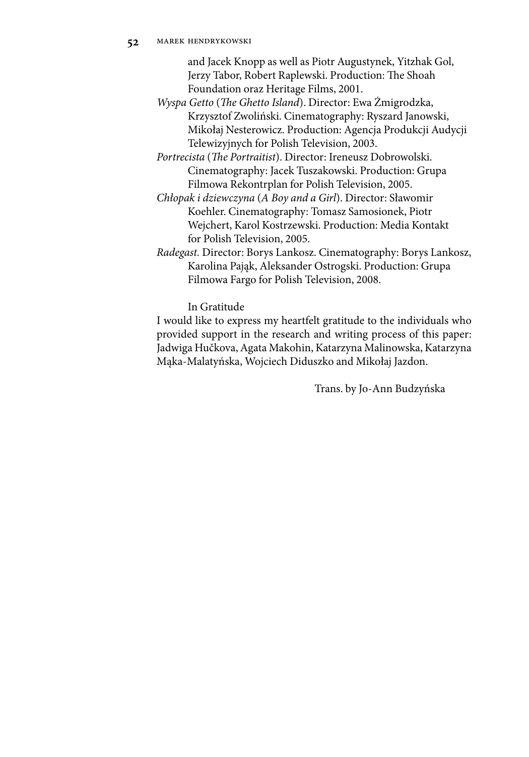and Jacek Knopp as well as Piotr Augustynek, Yitzhak Gol, Jerzy Tabor, Robert Raplewski. Production: The Shoah Foundation oraz Heritage Films, 2001.

*Wyspa Getto* (*The Ghetto Island*). Director: Ewa Żmigrodzka, Krzysztof Zwoliński. Cinematography: Ryszard Janowski, Mikołaj Nesterowicz. Production: Agencja Produkcji Audycji Telewizyjnych for Polish Television, 2003.

*Portrecista* (*The Portraitist*). Director: Ireneusz Dobrowolski. Cinematography: Jacek Tuszakowski. Production: Grupa Filmowa Rekontrplan for Polish Television, 2005.

*Chłopak i dziewczyna* (*A Boy and a Girl*). Director: Sławomir Koehler. Cinematography: Tomasz Samosionek, Piotr Wejchert, Karol Kostrzewski. Production: Media Kontakt for Polish Television, 2005.

*Radegast.* Director: Borys Lankosz. Cinematography: Borys Lankosz, Karolina Pająk, Aleksander Ostrogski. Production: Grupa Filmowa Fargo for Polish Television, 2008.

In Gratitude

I would like to express my heartfelt gratitude to the individuals who provided support in the research and writing process of this paper: Jadwiga Hučkova, Agata Makohin, Katarzyna Malinowska, Katarzyna Mąka-Malatyńska, Wojciech Diduszko and Mikołaj Jazdon.

Trans. by Jo-Ann Budzyńska